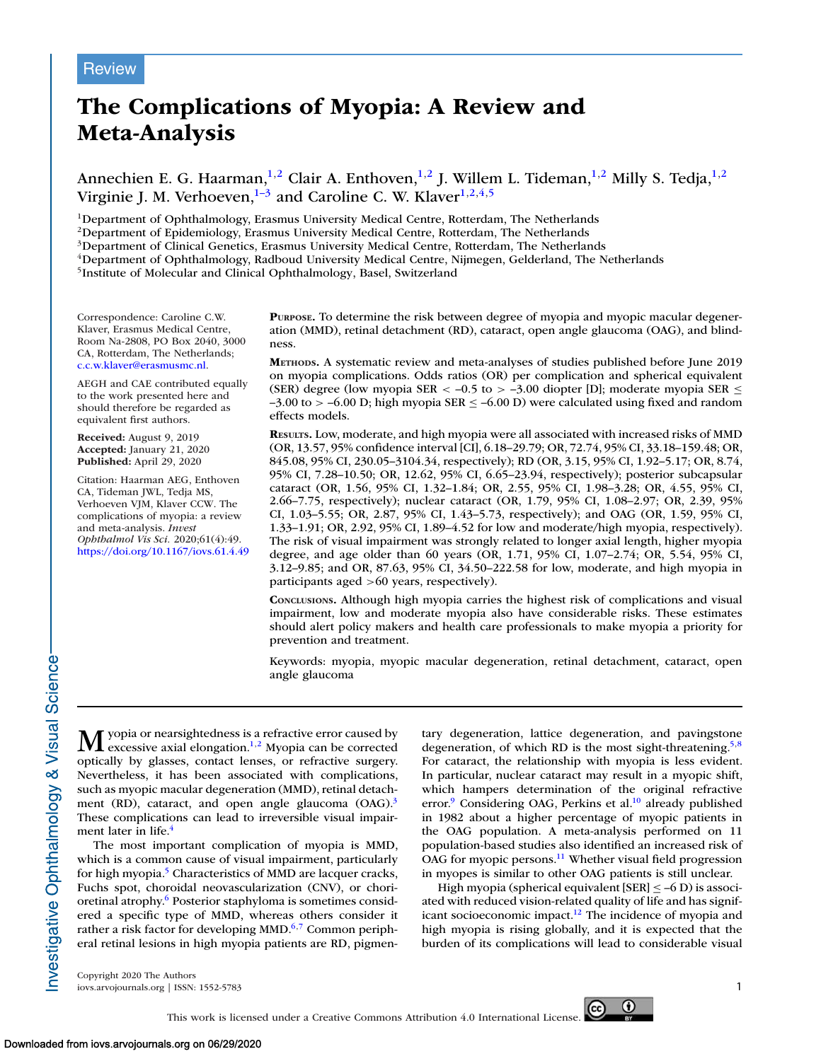Review

# The Complications of Myopia: A Review and Meta-Analysis

Annechien E. G. Haarman,[1,2] Clair A. Enthoven,[1,2] J. Willem L. Tideman,[1,2] Milly S. Tedja,[1,2] Virginie J. M. Verhoeven,[1–3] and Caroline C. W. Klaver[1,2,4,5]

[1]Department of Ophthalmology, Erasmus University Medical Centre, Rotterdam, The Netherlands
[2]Department of Epidemiology, Erasmus University Medical Centre, Rotterdam, The Netherlands
[3]Department of Clinical Genetics, Erasmus University Medical Centre, Rotterdam, The Netherlands
[4]Department of Ophthalmology, Radboud University Medical Centre, Nijmegen, Gelderland, The Netherlands
[5]Institute of Molecular and Clinical Ophthalmology, Basel, Switzerland

Correspondence: Caroline C.W. Klaver, Erasmus Medical Centre, Room Na-2808, PO Box 2040, 3000 CA, Rotterdam, The Netherlands; c.c.w.klaver@erasmusmc.nl.

AEGH and CAE contributed equally to the work presented here and should therefore be regarded as equivalent first authors.

**Received:** August 9, 2019
**Accepted:** January 21, 2020
**Published:** April 29, 2020

Citation: Haarman AEG, Enthoven CA, Tideman JWL, Tedja MS, Verhoeven VJM, Klaver CCW. The complications of myopia: a review and meta-analysis. *Invest Ophthalmol Vis Sci.* 2020;61(4):49. https://doi.org/10.1167/iovs.61.4.49

**Purpose.** To determine the risk between degree of myopia and myopic macular degeneration (MMD), retinal detachment (RD), cataract, open angle glaucoma (OAG), and blindness.

**Methods.** A systematic review and meta-analyses of studies published before June 2019 on myopia complications. Odds ratios (OR) per complication and spherical equivalent (SER) degree (low myopia SER < –0.5 to > –3.00 diopter [D]; moderate myopia SER ≤ –3.00 to > –6.00 D; high myopia SER ≤ –6.00 D) were calculated using fixed and random effects models.

**Results.** Low, moderate, and high myopia were all associated with increased risks of MMD (OR, 13.57, 95% confidence interval [CI], 6.18–29.79; OR, 72.74, 95% CI, 33.18–159.48; OR, 845.08, 95% CI, 230.05–3104.34, respectively); RD (OR, 3.15, 95% CI, 1.92–5.17; OR, 8.74, 95% CI, 7.28–10.50; OR, 12.62, 95% CI, 6.65–23.94, respectively); posterior subcapsular cataract (OR, 1.56, 95% CI, 1.32–1.84; OR, 2.55, 95% CI, 1.98–3.28; OR, 4.55, 95% CI, 2.66–7.75, respectively); nuclear cataract (OR, 1.79, 95% CI, 1.08–2.97; OR, 2.39, 95% CI, 1.03–5.55; OR, 2.87, 95% CI, 1.43–5.73, respectively); and OAG (OR, 1.59, 95% CI, 1.33–1.91; OR, 2.92, 95% CI, 1.89–4.52 for low and moderate/high myopia, respectively). The risk of visual impairment was strongly related to longer axial length, higher myopia degree, and age older than 60 years (OR, 1.71, 95% CI, 1.07–2.74; OR, 5.54, 95% CI, 3.12–9.85; and OR, 87.63, 95% CI, 34.50–222.58 for low, moderate, and high myopia in participants aged >60 years, respectively).

**Conclusions.** Although high myopia carries the highest risk of complications and visual impairment, low and moderate myopia also have considerable risks. These estimates should alert policy makers and health care professionals to make myopia a priority for prevention and treatment.

Keywords: myopia, myopic macular degeneration, retinal detachment, cataract, open angle glaucoma

Myopia or nearsightedness is a refractive error caused by excessive axial elongation.[1,2] Myopia can be corrected optically by glasses, contact lenses, or refractive surgery. Nevertheless, it has been associated with complications, such as myopic macular degeneration (MMD), retinal detachment (RD), cataract, and open angle glaucoma (OAG).[3] These complications can lead to irreversible visual impairment later in life.[4]

The most important complication of myopia is MMD, which is a common cause of visual impairment, particularly for high myopia.[5] Characteristics of MMD are lacquer cracks, Fuchs spot, choroidal neovascularization (CNV), or chorioretinal atrophy.[6] Posterior staphyloma is sometimes considered a specific type of MMD, whereas others consider it rather a risk factor for developing MMD.[6,7] Common peripheral retinal lesions in high myopia patients are RD, pigmentary degeneration, lattice degeneration, and pavingstone degeneration, of which RD is the most sight-threatening.[5,8] For cataract, the relationship with myopia is less evident. In particular, nuclear cataract may result in a myopic shift, which hampers determination of the original refractive error.[9] Considering OAG, Perkins et al.[10] already published in 1982 about a higher percentage of myopic patients in the OAG population. A meta-analysis performed on 11 population-based studies also identified an increased risk of OAG for myopic persons.[11] Whether visual field progression in myopes is similar to other OAG patients is still unclear.

High myopia (spherical equivalent [SER] ≤ –6 D) is associated with reduced vision-related quality of life and has significant socioeconomic impact.[12] The incidence of myopia and high myopia is rising globally, and it is expected that the burden of its complications will lead to considerable visual

Copyright 2020 The Authors
iovs.arvojournals.org | ISSN: 1552-5783

This work is licensed under a Creative Commons Attribution 4.0 International License.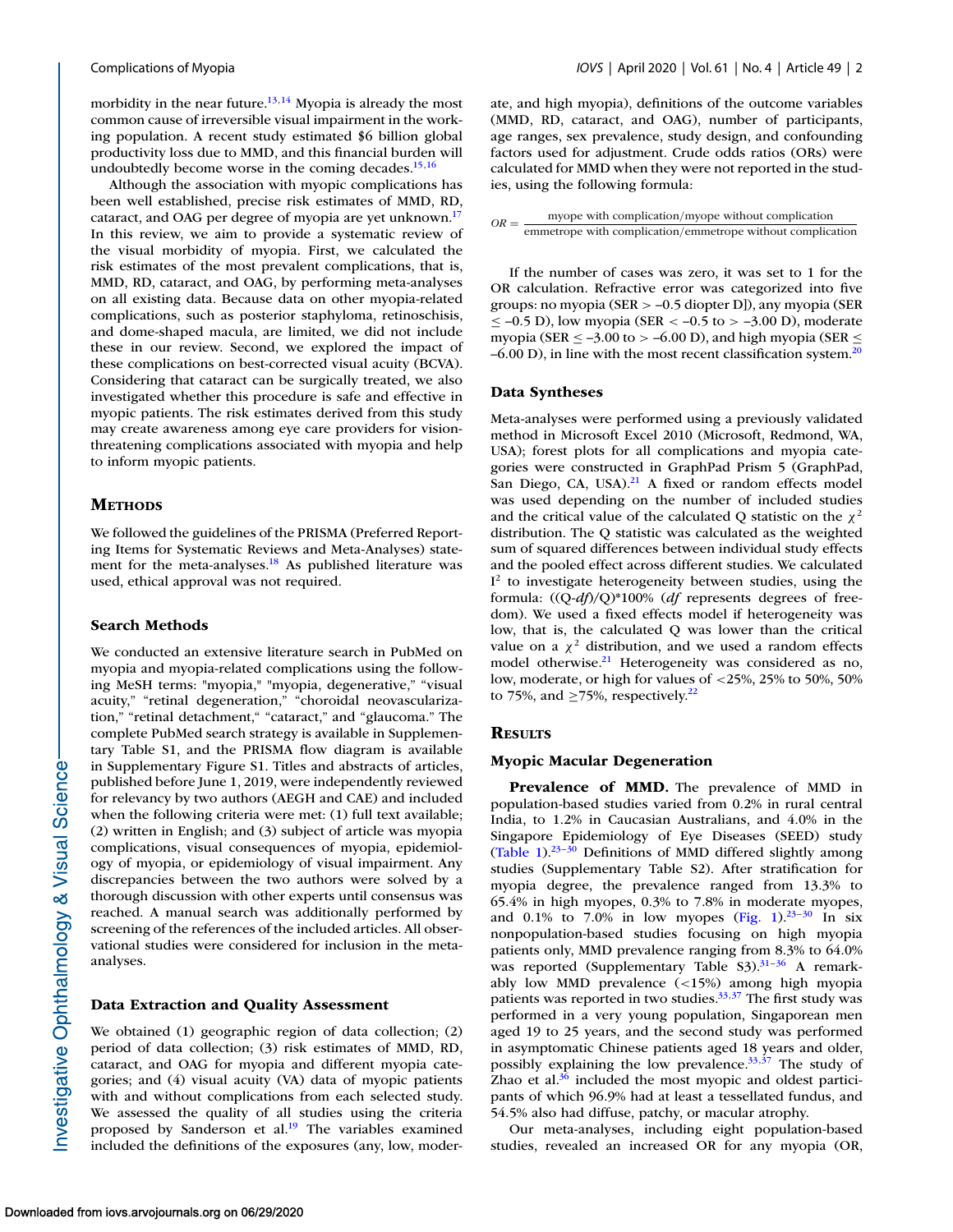morbidity in the near future.[13,14] Myopia is already the most common cause of irreversible visual impairment in the working population. A recent study estimated $6 billion global productivity loss due to MMD, and this financial burden will undoubtedly become worse in the coming decades.[15,16]

Although the association with myopic complications has been well established, precise risk estimates of MMD, RD, cataract, and OAG per degree of myopia are yet unknown.[17] In this review, we aim to provide a systematic review of the visual morbidity of myopia. First, we calculated the risk estimates of the most prevalent complications, that is, MMD, RD, cataract, and OAG, by performing meta-analyses on all existing data. Because data on other myopia-related complications, such as posterior staphyloma, retinoschisis, and dome-shaped macula, are limited, we did not include these in our review. Second, we explored the impact of these complications on best-corrected visual acuity (BCVA). Considering that cataract can be surgically treated, we also investigated whether this procedure is safe and effective in myopic patients. The risk estimates derived from this study may create awareness among eye care providers for vision-threatening complications associated with myopia and help to inform myopic patients.

## Methods

We followed the guidelines of the PRISMA (Preferred Reporting Items for Systematic Reviews and Meta-Analyses) statement for the meta-analyses.[18] As published literature was used, ethical approval was not required.

### Search Methods

We conducted an extensive literature search in PubMed on myopia and myopia-related complications using the following MeSH terms: "myopia," "myopia, degenerative," "visual acuity," "retinal degeneration," "choroidal neovascularization," "retinal detachment," "cataract," and "glaucoma." The complete PubMed search strategy is available in Supplementary Table S1, and the PRISMA flow diagram is available in Supplementary Figure S1. Titles and abstracts of articles, published before June 1, 2019, were independently reviewed for relevancy by two authors (AEGH and CAE) and included when the following criteria were met: (1) full text available; (2) written in English; and (3) subject of article was myopia complications, visual consequences of myopia, epidemiology of myopia, or epidemiology of visual impairment. Any discrepancies between the two authors were solved by a thorough discussion with other experts until consensus was reached. A manual search was additionally performed by screening of the references of the included articles. All observational studies were considered for inclusion in the meta-analyses.

### Data Extraction and Quality Assessment

We obtained (1) geographic region of data collection; (2) period of data collection; (3) risk estimates of MMD, RD, cataract, and OAG for myopia and different myopia categories; and (4) visual acuity (VA) data of myopic patients with and without complications from each selected study. We assessed the quality of all studies using the criteria proposed by Sanderson et al.[19] The variables examined included the definitions of the exposures (any, low, moderate, and high myopia), definitions of the outcome variables (MMD, RD, cataract, and OAG), number of participants, age ranges, sex prevalence, study design, and confounding factors used for adjustment. Crude odds ratios (ORs) were calculated for MMD when they were not reported in the studies, using the following formula:

$$OR = \frac{\text{myope with complication/myope without complication}}{\text{emmetrope with complication/emmetrope without complication}}$$

If the number of cases was zero, it was set to 1 for the OR calculation. Refractive error was categorized into five groups: no myopia (SER > –0.5 diopter D]), any myopia (SER ≤ –0.5 D), low myopia (SER < –0.5 to > –3.00 D), moderate myopia (SER ≤ –3.00 to > –6.00 D), and high myopia (SER ≤ –6.00 D), in line with the most recent classification system.[20]

### Data Syntheses

Meta-analyses were performed using a previously validated method in Microsoft Excel 2010 (Microsoft, Redmond, WA, USA); forest plots for all complications and myopia categories were constructed in GraphPad Prism 5 (GraphPad, San Diego, CA, USA).[21] A fixed or random effects model was used depending on the number of included studies and the critical value of the calculated Q statistic on the $\chi^2$ distribution. The Q statistic was calculated as the weighted sum of squared differences between individual study effects and the pooled effect across different studies. We calculated $I^2$ to investigate heterogeneity between studies, using the formula: $((Q\text{-}df)/Q)*100\%$ ($df$ represents degrees of freedom). We used a fixed effects model if heterogeneity was low, that is, the calculated Q was lower than the critical value on a $\chi^2$ distribution, and we used a random effects model otherwise.[21] Heterogeneity was considered as no, low, moderate, or high for values of <25%, 25% to 50%, 50% to 75%, and ≥75%, respectively.[22]

## Results

### Myopic Macular Degeneration

**Prevalence of MMD.** The prevalence of MMD in population-based studies varied from 0.2% in rural central India, to 1.2% in Caucasian Australians, and 4.0% in the Singapore Epidemiology of Eye Diseases (SEED) study (Table 1).[23–30] Definitions of MMD differed slightly among studies (Supplementary Table S2). After stratification for myopia degree, the prevalence ranged from 13.3% to 65.4% in high myopes, 0.3% to 7.8% in moderate myopes, and 0.1% to 7.0% in low myopes (Fig. 1).[23–30] In six nonpopulation-based studies focusing on high myopia patients only, MMD prevalence ranging from 8.3% to 64.0% was reported (Supplementary Table S3).[31–36] A remarkably low MMD prevalence (<15%) among high myopia patients was reported in two studies.[33,37] The first study was performed in a very young population, Singaporean men aged 19 to 25 years, and the second study was performed in asymptomatic Chinese patients aged 18 years and older, possibly explaining the low prevalence.[33,37] The study of Zhao et al.[36] included the most myopic and oldest participants of which 96.9% had at least a tessellated fundus, and 54.5% also had diffuse, patchy, or macular atrophy.

Our meta-analyses, including eight population-based studies, revealed an increased OR for any myopia (OR,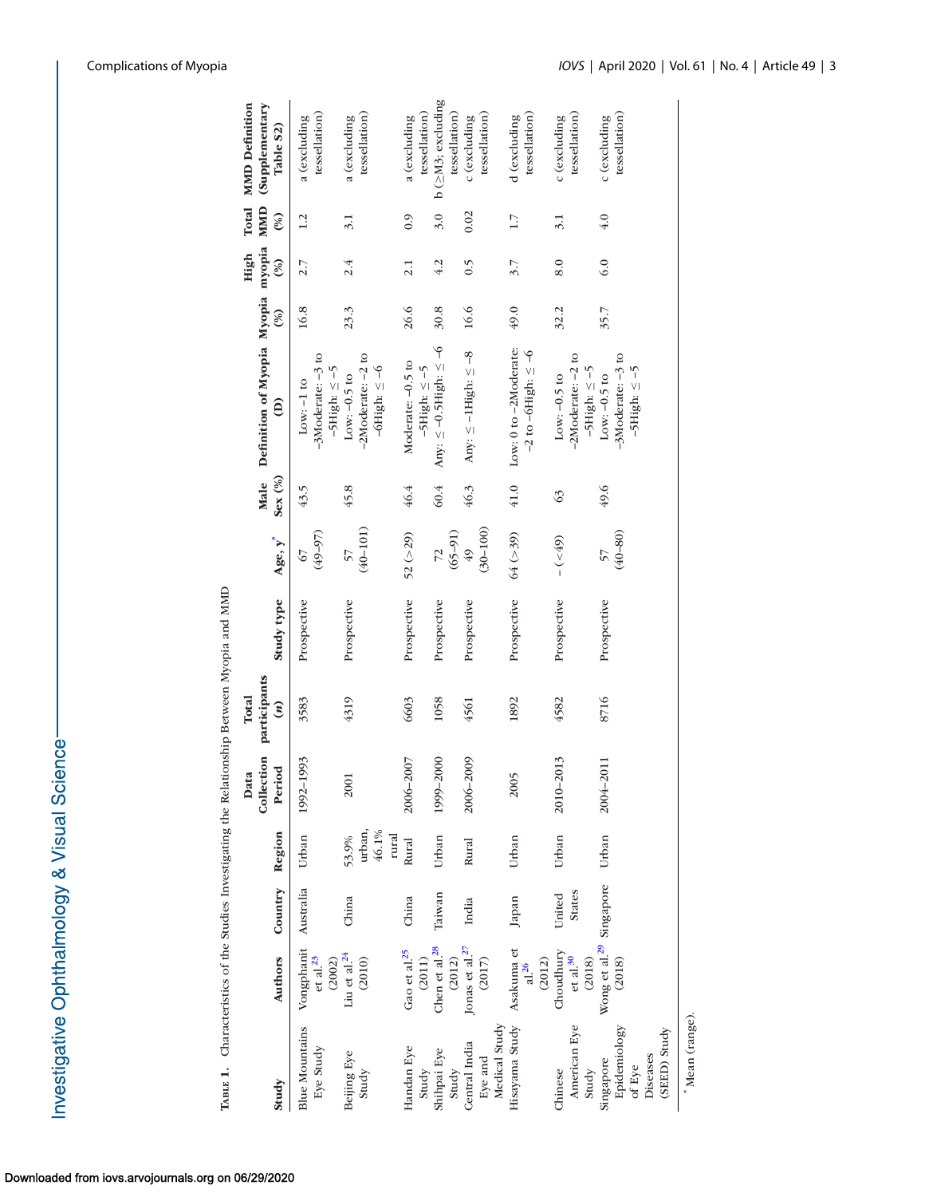**Table 1.** Characteristics of the Studies Investigating the Relationship Between Myopia and MMD

| Study | Authors | Country | Region | Data Collection Period | Total participants (n) | Study type | Age, y* | Male Sex (%) | Definition of Myopia (D) | Myopia (%) | High myopia (%) | Total MMD (%) | MMD Definition (Supplementary Table S2) |
|---|---|---|---|---|---|---|---|---|---|---|---|---|---|
| Blue Mountains Eye Study | Vongphanit et al.[23] (2002) | Australia | Urban | 1992–1993 | 3583 | Prospective | 67 (49–97) | 43.5 | Low: −1 to −3Moderate: −3 to −5High: ≤ −5 | 16.8 | 2.7 | 1.2 | a (excluding tessellation) |
| Beijing Eye Study | Liu et al.[24] (2010) | China | 53.9% urban, 46.1% rural | 2001 | 4319 | Prospective | 57 (40–101) | 45.8 | Low: −0.5 to −2Moderate: −2 to −6High: ≤ −6 | 23.3 | 2.4 | 3.1 | a (excluding tessellation) |
| Handan Eye Study | Gao et al.[25] (2011) | China | Rural | 2006–2007 | 6603 | Prospective | 52 (>29) | 46.4 | Moderate: −0.5 to −5High: ≤ −5 | 26.6 | 2.1 | 0.9 | a (excluding tessellation) |
| Shihpai Eye Study | Chen et al.[28] (2012) | Taiwan | Urban | 1999–2000 | 1058 | Prospective | 72 (65–91) | 60.4 | Any: ≤ −0.5High: ≤ −6 | 30.8 | 4.2 | 3.0 | b (≥M3; excluding tessellation) |
| Central India Eye and Medical Study | Jonas et al.[27] (2017) | India | Rural | 2006–2009 | 4561 | Prospective | 49 (30–100) | 46.3 | Any: ≤ −1High: ≤ −8 | 16.6 | 0.5 | 0.02 | c (excluding tessellation) |
| Hisayama Study | Asakuma et al.[26] (2012) | Japan | Urban | 2005 | 1892 | Prospective | 64 (>39) | 41.0 | Low: 0 to −2Moderate: −2 to −6High: ≤ −6 | 49.0 | 3.7 | 1.7 | d (excluding tessellation) |
| Chinese American Eye Study | Choudhury et al.[30] (2018) | United States | Urban | 2010–2013 | 4582 | Prospective | − (<49) | 63 | Low: −0.5 to −2Moderate: −2 to −5High: ≤ −5 | 32.2 | 8.0 | 3.1 | c (excluding tessellation) |
| Singapore Epidemiology of Eye Diseases (SEED) Study | Wong et al.[29] (2018) | Singapore | Urban | 2004–2011 | 8716 | Prospective | 57 (40–80) | 49.6 | Low: −0.5 to −3Moderate: −3 to −5High: ≤ −5 | 35.7 | 6.0 | 4.0 | c (excluding tessellation) |

\* Mean (range).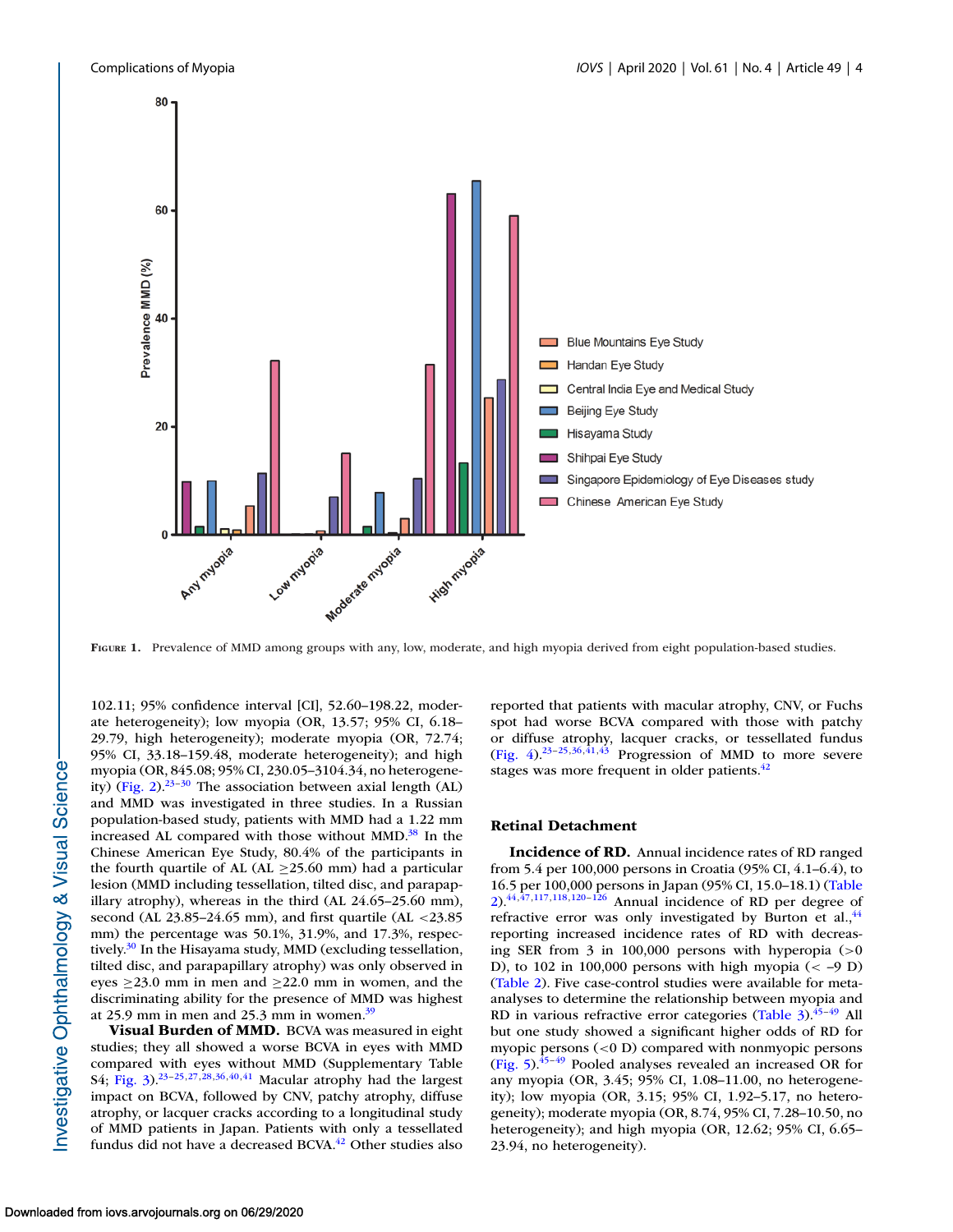FIGURE 1. Prevalence of MMD among groups with any, low, moderate, and high myopia derived from eight population-based studies.

102.11; 95% confidence interval [CI], 52.60–198.22, moderate heterogeneity); low myopia (OR, 13.57; 95% CI, 6.18–29.79, high heterogeneity); moderate myopia (OR, 72.74; 95% CI, 33.18–159.48, moderate heterogeneity); and high myopia (OR, 845.08; 95% CI, 230.05–3104.34, no heterogeneity) (Fig. 2).[23–30] The association between axial length (AL) and MMD was investigated in three studies. In a Russian population-based study, patients with MMD had a 1.22 mm increased AL compared with those without MMD.[38] In the Chinese American Eye Study, 80.4% of the participants in the fourth quartile of AL (AL ≥25.60 mm) had a particular lesion (MMD including tessellation, tilted disc, and parapapillary atrophy), whereas in the third (AL 24.65–25.60 mm), second (AL 23.85–24.65 mm), and first quartile (AL <23.85 mm) the percentage was 50.1%, 31.9%, and 17.3%, respectively.[30] In the Hisayama study, MMD (excluding tessellation, tilted disc, and parapapillary atrophy) was only observed in eyes ≥23.0 mm in men and ≥22.0 mm in women, and the discriminating ability for the presence of MMD was highest at 25.9 mm in men and 25.3 mm in women.[39]

**Visual Burden of MMD.** BCVA was measured in eight studies; they all showed a worse BCVA in eyes with MMD compared with eyes without MMD (Supplementary Table S4; Fig. 3).[23–25,27,28,36,40,41] Macular atrophy had the largest impact on BCVA, followed by CNV, patchy atrophy, diffuse atrophy, or lacquer cracks according to a longitudinal study of MMD patients in Japan. Patients with only a tessellated fundus did not have a decreased BCVA.[42] Other studies also reported that patients with macular atrophy, CNV, or Fuchs spot had worse BCVA compared with those with patchy or diffuse atrophy, lacquer cracks, or tessellated fundus (Fig. 4).[23–25,36,41,43] Progression of MMD to more severe stages was more frequent in older patients.[42]

## Retinal Detachment

**Incidence of RD.** Annual incidence rates of RD ranged from 5.4 per 100,000 persons in Croatia (95% CI, 4.1–6.4), to 16.5 per 100,000 persons in Japan (95% CI, 15.0–18.1) (Table 2).[44,47,117,118,120–126] Annual incidence of RD per degree of refractive error was only investigated by Burton et al.,[44] reporting increased incidence rates of RD with decreasing SER from 3 in 100,000 persons with hyperopia (>0 D), to 102 in 100,000 persons with high myopia (< –9 D) (Table 2). Five case-control studies were available for meta-analyses to determine the relationship between myopia and RD in various refractive error categories (Table 3).[45–49] All but one study showed a significant higher odds of RD for myopic persons (<0 D) compared with nonmyopic persons (Fig. 5).[45–49] Pooled analyses revealed an increased OR for any myopia (OR, 3.45; 95% CI, 1.08–11.00, no heterogeneity); low myopia (OR, 3.15; 95% CI, 1.92–5.17, no heterogeneity); moderate myopia (OR, 8.74, 95% CI, 7.28–10.50, no heterogeneity); and high myopia (OR, 12.62; 95% CI, 6.65–23.94, no heterogeneity).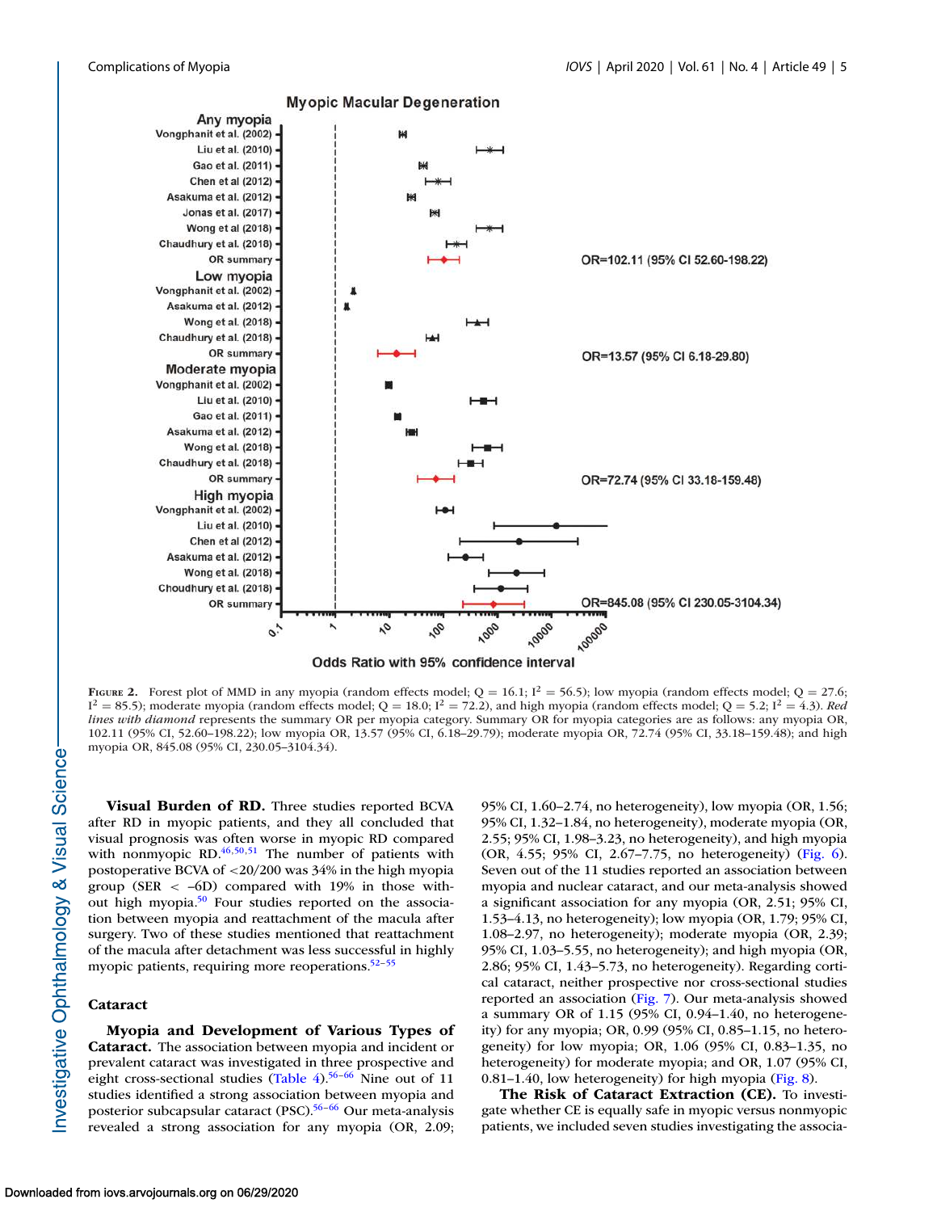**Figure 2.** Forest plot of MMD in any myopia (random effects model; $Q = 16.1$; $I^2 = 56.5$); low myopia (random effects model; $Q = 27.6$; $I^2 = 85.5$); moderate myopia (random effects model; $Q = 18.0$; $I^2 = 72.2$), and high myopia (random effects model; $Q = 5.2$; $I^2 = 4.3$). *Red lines with diamond* represents the summary OR per myopia category. Summary OR for myopia categories are as follows: any myopia OR, 102.11 (95% CI, 52.60–198.22); low myopia OR, 13.57 (95% CI, 6.18–29.79); moderate myopia OR, 72.74 (95% CI, 33.18–159.48); and high myopia OR, 845.08 (95% CI, 230.05–3104.34).

**Visual Burden of RD.** Three studies reported BCVA after RD in myopic patients, and they all concluded that visual prognosis was often worse in myopic RD compared with nonmyopic RD.[46,50,51] The number of patients with postoperative BCVA of <20/200 was 34% in the high myopia group (SER < –6D) compared with 19% in those without high myopia.[50] Four studies reported on the association between myopia and reattachment of the macula after surgery. Two of these studies mentioned that reattachment of the macula after detachment was less successful in highly myopic patients, requiring more reoperations.[52–55]

### Cataract

**Myopia and Development of Various Types of Cataract.** The association between myopia and incident or prevalent cataract was investigated in three prospective and eight cross-sectional studies (Table 4).[56–66] Nine out of 11 studies identified a strong association between myopia and posterior subcapsular cataract (PSC).[56–66] Our meta-analysis revealed a strong association for any myopia (OR, 2.09; 95% CI, 1.60–2.74, no heterogeneity), low myopia (OR, 1.56; 95% CI, 1.32–1.84, no heterogeneity), moderate myopia (OR, 2.55; 95% CI, 1.98–3.23, no heterogeneity), and high myopia (OR, 4.55; 95% CI, 2.67–7.75, no heterogeneity) (Fig. 6). Seven out of the 11 studies reported an association between myopia and nuclear cataract, and our meta-analysis showed a significant association for any myopia (OR, 2.51; 95% CI, 1.53–4.13, no heterogeneity); low myopia (OR, 1.79; 95% CI, 1.08–2.97, no heterogeneity); moderate myopia (OR, 2.39; 95% CI, 1.03–5.55, no heterogeneity); and high myopia (OR, 2.86; 95% CI, 1.43–5.73, no heterogeneity). Regarding cortical cataract, neither prospective nor cross-sectional studies reported an association (Fig. 7). Our meta-analysis showed a summary OR of 1.15 (95% CI, 0.94–1.40, no heterogeneity) for any myopia; OR, 0.99 (95% CI, 0.85–1.15, no heterogeneity) for low myopia; OR, 1.06 (95% CI, 0.83–1.35, no heterogeneity) for moderate myopia; and OR, 1.07 (95% CI, 0.81–1.40, low heterogeneity) for high myopia (Fig. 8).

**The Risk of Cataract Extraction (CE).** To investigate whether CE is equally safe in myopic versus nonmyopic patients, we included seven studies investigating the associa-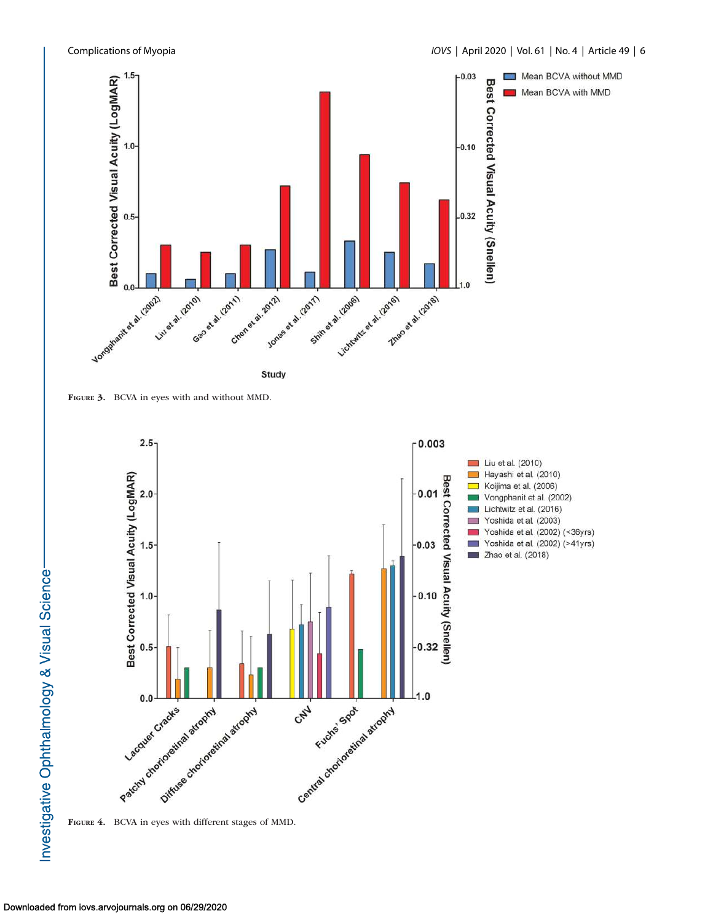FIGURE 3. BCVA in eyes with and without MMD.

FIGURE 4. BCVA in eyes with different stages of MMD.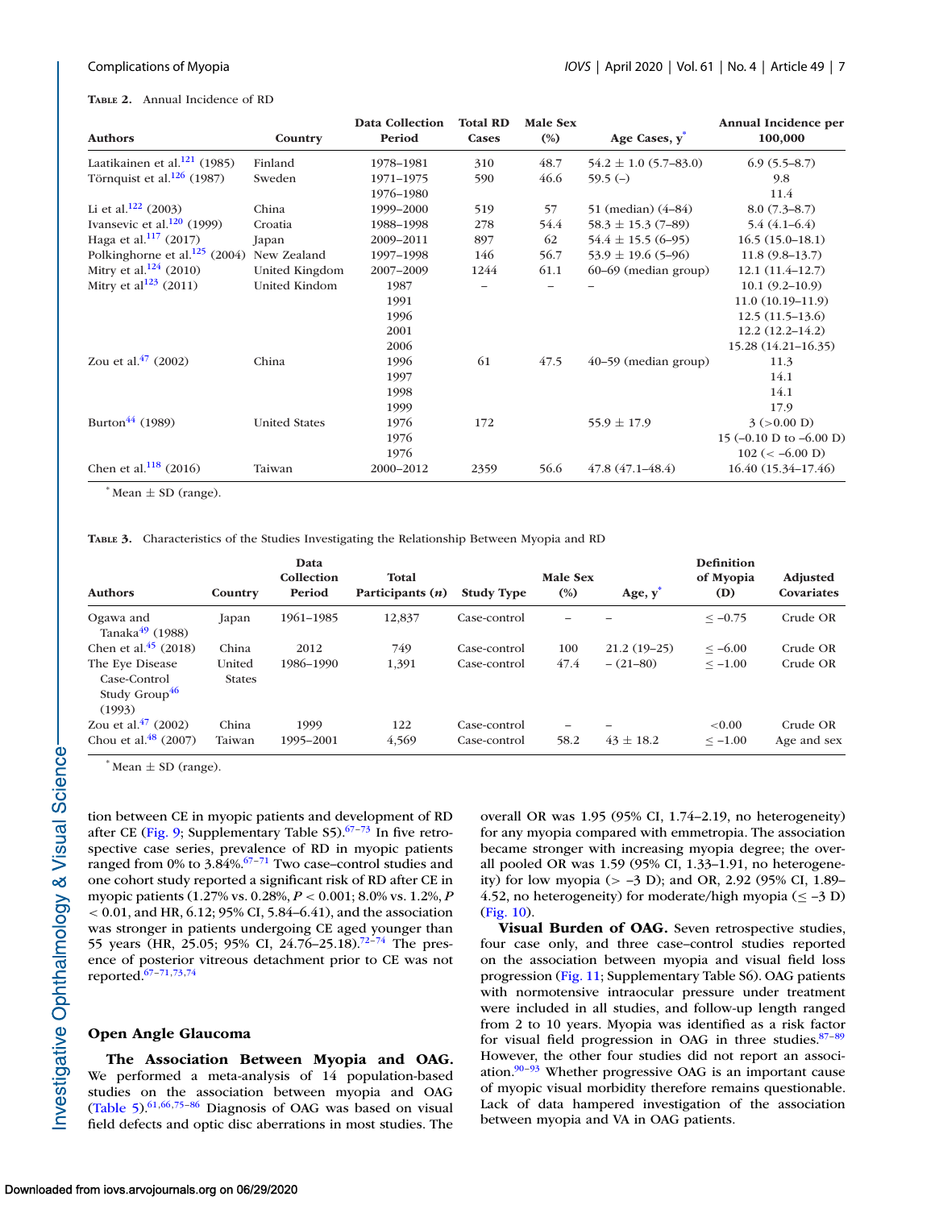**Table 2.** Annual Incidence of RD

| Authors | Country | Data Collection Period | Total RD Cases | Male Sex (%) | Age Cases, y* | Annual Incidence per 100,000 |
|---|---|---|---|---|---|---|
| Laatikainen et al.[121] (1985) | Finland | 1978–1981 | 310 | 48.7 | 54.2 ± 1.0 (5.7–83.0) | 6.9 (5.5–8.7) |
| Törnquist et al.[126] (1987) | Sweden | 1971–1975 | 590 | 46.6 | 59.5 (–) | 9.8 |
| | | 1976–1980 | | | | 11.4 |
| Li et al.[122] (2003) | China | 1999–2000 | 519 | 57 | 51 (median) (4–84) | 8.0 (7.3–8.7) |
| Ivansevic et al.[120] (1999) | Croatia | 1988–1998 | 278 | 54.4 | 58.3 ± 15.3 (7–89) | 5.4 (4.1–6.4) |
| Haga et al.[117] (2017) | Japan | 2009–2011 | 897 | 62 | 54.4 ± 15.5 (6–95) | 16.5 (15.0–18.1) |
| Polkinghorne et al.[125] (2004) | New Zealand | 1997–1998 | 146 | 56.7 | 53.9 ± 19.6 (5–96) | 11.8 (9.8–13.7) |
| Mitry et al.[124] (2010) | United Kingdom | 2007–2009 | 1244 | 61.1 | 60–69 (median group) | 12.1 (11.4–12.7) |
| Mitry et al[123] (2011) | United Kindom | 1987 | – | – | – | 10.1 (9.2–10.9) |
| | | 1991 | | | | 11.0 (10.19–11.9) |
| | | 1996 | | | | 12.5 (11.5–13.6) |
| | | 2001 | | | | 12.2 (12.2–14.2) |
| | | 2006 | | | | 15.28 (14.21–16.35) |
| Zou et al.[47] (2002) | China | 1996 | 61 | 47.5 | 40–59 (median group) | 11.3 |
| | | 1997 | | | | 14.1 |
| | | 1998 | | | | 14.1 |
| | | 1999 | | | | 17.9 |
| Burton[44] (1989) | United States | 1976 | 172 | | 55.9 ± 17.9 | 3 (>0.00 D) |
| | | 1976 | | | | 15 (–0.10 D to –6.00 D) |
| | | 1976 | | | | 102 (< –6.00 D) |
| Chen et al.[118] (2016) | Taiwan | 2000–2012 | 2359 | 56.6 | 47.8 (47.1–48.4) | 16.40 (15.34–17.46) |

\* Mean ± SD (range).

**Table 3.** Characteristics of the Studies Investigating the Relationship Between Myopia and RD

| Authors | Country | Data Collection Period | Total Participants (*n*) | Study Type | Male Sex (%) | Age, y* | Definition of Myopia (D) | Adjusted Covariates |
|---|---|---|---|---|---|---|---|---|
| Ogawa and Tanaka[49] (1988) | Japan | 1961–1985 | 12,837 | Case-control | – | – | ≤ –0.75 | Crude OR |
| Chen et al.[45] (2018) | China | 2012 | 749 | Case-control | 100 | 21.2 (19–25) | ≤ –6.00 | Crude OR |
| The Eye Disease Case-Control Study Group[46] (1993) | United States | 1986–1990 | 1,391 | Case-control | 47.4 | – (21–80) | ≤ –1.00 | Crude OR |
| Zou et al.[47] (2002) | China | 1999 | 122 | Case-control | – | – | <0.00 | Crude OR |
| Chou et al.[48] (2007) | Taiwan | 1995–2001 | 4,569 | Case-control | 58.2 | 43 ± 18.2 | ≤ –1.00 | Age and sex |

\* Mean ± SD (range).

tion between CE in myopic patients and development of RD after CE (Fig. 9; Supplementary Table S5).[67–73] In five retrospective case series, prevalence of RD in myopic patients ranged from 0% to 3.84%.[67–71] Two case–control studies and one cohort study reported a significant risk of RD after CE in myopic patients (1.27% vs. 0.28%, $P < 0.001$; 8.0% vs. 1.2%, $P < 0.01$, and HR, 6.12; 95% CI, 5.84–6.41), and the association was stronger in patients undergoing CE aged younger than 55 years (HR, 25.05; 95% CI, 24.76–25.18).[72–74] The presence of posterior vitreous detachment prior to CE was not reported.[67–71,73,74]

## Open Angle Glaucoma

**The Association Between Myopia and OAG.** We performed a meta-analysis of 14 population-based studies on the association between myopia and OAG (Table 5).[61,66,75–86] Diagnosis of OAG was based on visual field defects and optic disc aberrations in most studies. The overall OR was 1.95 (95% CI, 1.74–2.19, no heterogeneity) for any myopia compared with emmetropia. The association became stronger with increasing myopia degree; the overall pooled OR was 1.59 (95% CI, 1.33–1.91, no heterogeneity) for low myopia (> –3 D); and OR, 2.92 (95% CI, 1.89–4.52, no heterogeneity) for moderate/high myopia (≤ –3 D) (Fig. 10).

**Visual Burden of OAG.** Seven retrospective studies, four case only, and three case–control studies reported on the association between myopia and visual field loss progression (Fig. 11; Supplementary Table S6). OAG patients with normotensive intraocular pressure under treatment were included in all studies, and follow-up length ranged from 2 to 10 years. Myopia was identified as a risk factor for visual field progression in three studies.[87–89] However, the other four studies did not report an association.[90–93] Whether progressive OAG is an important cause of myopic visual morbidity therefore remains questionable. Lack of data hampered investigation of the association between myopia and VA in OAG patients.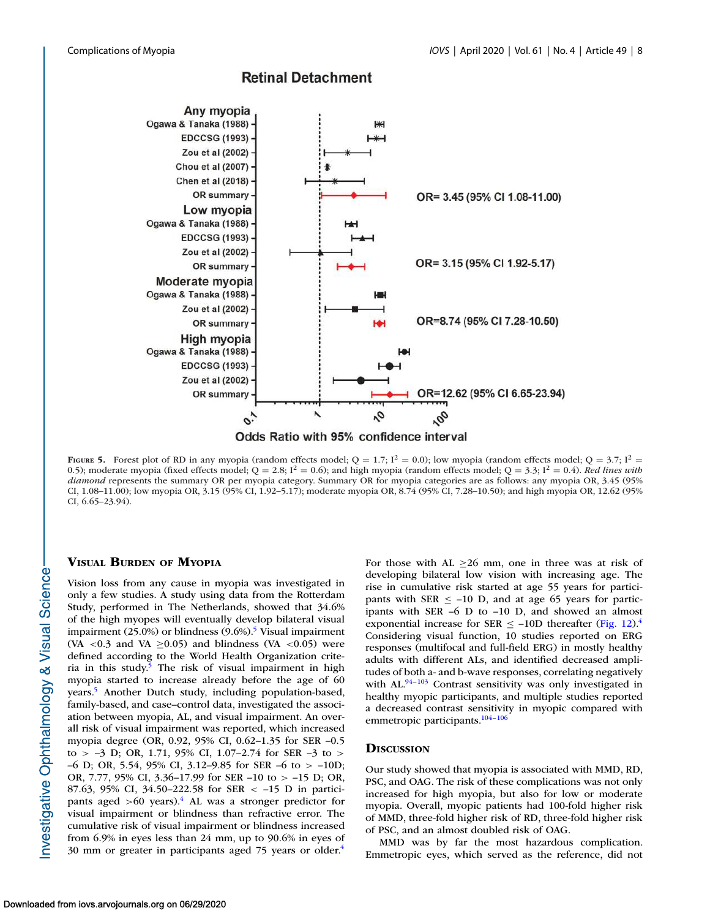**Figure 5.** Forest plot of RD in any myopia (random effects model; Q = 1.7; $I^2$ = 0.0); low myopia (random effects model; Q = 3.7; $I^2$ = 0.5); moderate myopia (fixed effects model; Q = 2.8; $I^2$ = 0.6); and high myopia (random effects model; Q = 3.3; $I^2$ = 0.4). *Red lines with diamond* represents the summary OR per myopia category. Summary OR for myopia categories are as follows: any myopia OR, 3.45 (95% CI, 1.08–11.00); low myopia OR, 3.15 (95% CI, 1.92–5.17); moderate myopia OR, 8.74 (95% CI, 7.28–10.50); and high myopia OR, 12.62 (95% CI, 6.65–23.94).

## Visual Burden of Myopia

Vision loss from any cause in myopia was investigated in only a few studies. A study using data from the Rotterdam Study, performed in The Netherlands, showed that 34.6% of the high myopes will eventually develop bilateral visual impairment (25.0%) or blindness (9.6%).[5] Visual impairment (VA <0.3 and VA ≥0.05) and blindness (VA <0.05) were defined according to the World Health Organization criteria in this study.[5] The risk of visual impairment in high myopia started to increase already before the age of 60 years.[5] Another Dutch study, including population-based, family-based, and case–control data, investigated the association between myopia, AL, and visual impairment. An overall risk of visual impairment was reported, which increased myopia degree (OR, 0.92, 95% CI, 0.62–1.35 for SER –0.5 to > –3 D; OR, 1.71, 95% CI, 1.07–2.74 for SER –3 to > –6 D; OR, 5.54, 95% CI, 3.12–9.85 for SER –6 to > –10D; OR, 7.77, 95% CI, 3.36–17.99 for SER –10 to > –15 D; OR, 87.63, 95% CI, 34.50–222.58 for SER < –15 D in participants aged >60 years).[4] AL was a stronger predictor for visual impairment or blindness than refractive error. The cumulative risk of visual impairment or blindness increased from 6.9% in eyes less than 24 mm, up to 90.6% in eyes of 30 mm or greater in participants aged 75 years or older.[4] For those with AL ≥26 mm, one in three was at risk of developing bilateral low vision with increasing age. The rise in cumulative risk started at age 55 years for participants with SER ≤ –10 D, and at age 65 years for participants with SER –6 D to –10 D, and showed an almost exponential increase for SER ≤ –10D thereafter (Fig. 12).[4] Considering visual function, 10 studies reported on ERG responses (multifocal and full-field ERG) in mostly healthy adults with different ALs, and identified decreased amplitudes of both a- and b-wave responses, correlating negatively with AL.[94–103] Contrast sensitivity was only investigated in healthy myopic participants, and multiple studies reported a decreased contrast sensitivity in myopic compared with emmetropic participants.[104–106]

## Discussion

Our study showed that myopia is associated with MMD, RD, PSC, and OAG. The risk of these complications was not only increased for high myopia, but also for low or moderate myopia. Overall, myopic patients had 100-fold higher risk of MMD, three-fold higher risk of RD, three-fold higher risk of PSC, and an almost doubled risk of OAG.

MMD was by far the most hazardous complication. Emmetropic eyes, which served as the reference, did not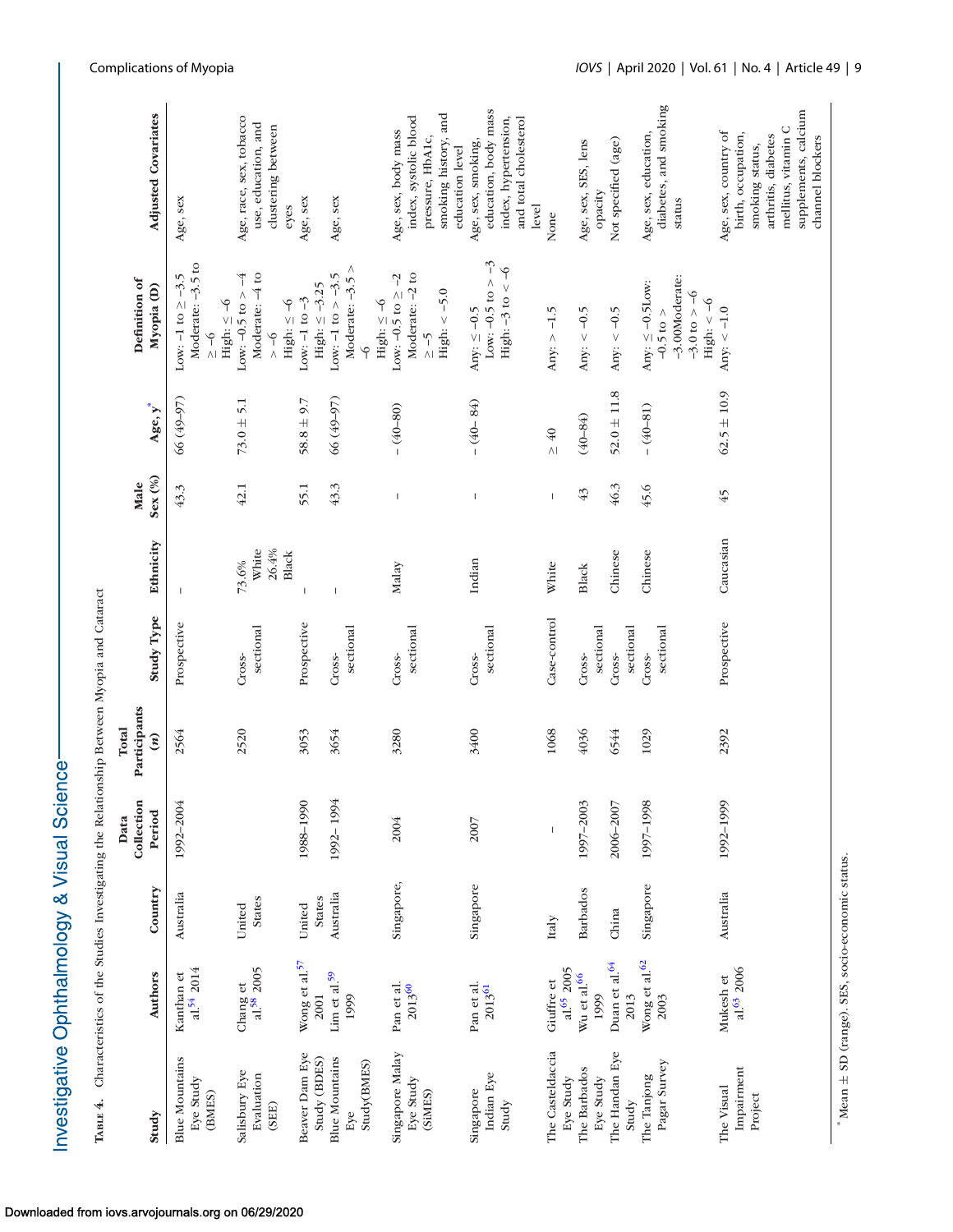**Table 4.** Characteristics of the Studies Investigating the Relationship Between Myopia and Cataract

| Study | Authors | Country | Data Collection Period | Total Participants (n) | Study Type | Ethnicity | Male Sex (%) | Age, y* | Definition of Myopia (D) | Adjusted Covariates |
|---|---|---|---|---|---|---|---|---|---|---|
| Blue Mountains Eye Study (BMES) | Kanthan et al.[54] 2014 | Australia | 1992–2004 | 2564 | Prospective | – | 43.3 | 66 (49–97) | Low: –1 to ≥ –3.5 Moderate: –3.5 to ≥ –6 High: ≤ –6 | Age, sex |
| Salisbury Eye Evaluation (SEE) | Chang et al.[58] 2005 | United States | | 2520 | Cross-sectional | 73.6% White 26.4% Black | 42.1 | 73.0 ± 5.1 | Low: –0.5 to > –4 Moderate: –4 to > –6 High: ≤ –6 | Age, race, sex, tobacco use, education, and clustering between eyes |
| Beaver Dam Eye Study (BDES) | Wong et al.[57] 2001 | United States | 1988–1990 | 3053 | Prospective | – | 55.1 | 58.8 ± 9.7 | Low: –1 to –3 High: ≤ –3.25 | Age, sex |
| Blue Mountains Eye Study(BMES) | Lim et al.[59] 1999 | Australia | 1992– 1994 | 3654 | Cross-sectional | – | 43.3 | 66 (49–97) | Low: –1 to > –3.5 Moderate: –3.5 > –6 High: ≤ –6 | Age, sex |
| Singapore Malay Eye Study (SiMES) | Pan et al. 2013[60] | Singapore, | 2004 | 3280 | Cross-sectional | Malay | – | – (40–80) | Low: –0.5 to ≥ –2 Moderate: –2 to ≥ –5 High: < –5.0 | Age, sex, body mass index, systolic blood pressure, HbA1c, smoking history, and education level |
| Singapore Indian Eye Study | Pan et al. 2013[61] | Singapore | 2007 | 3400 | Cross-sectional | Indian | – | – (40– 84) | Any: ≤ –0.5 Low: –0.5 to > –3 High: –3 to < –6 | Age, sex, smoking, education, body mass index, hypertension, and total cholesterol level |
| The Casteldaccia Eye Study | Giuffre et al.[65] 2005 | Italy | – | 1068 | Case-control | White | – | ≥ 40 | Any: > –1.5 | None |
| The Barbados Eye Study | Wu et al.[66] 1999 | Barbados | 1997–2003 | 4036 | Cross-sectional | Black | 43 | (40–84) | Any: < –0.5 | Age, sex, SES, lens opacity |
| The Handan Eye Study | Duan et al.[64] 2013 | China | 2006–2007 | 6544 | Cross-sectional | Chinese | 46.3 | 52.0 ± 11.8 | Any: < –0.5 | Not specified (age) |
| The Tanjong Pagar Survey | Wong et al.[62] 2003 | Singapore | 1997–1998 | 1029 | Cross-sectional | Chinese | 45.6 | – (40–81) | Any: ≤ –0.5Low: –0.5 to > –3.00Moderate: –3.0 to > –6 High: < –6 | Age, sex, education, diabetes, and smoking status |
| The Visual Impairment Project | Mukesh et al.[63] 2006 | Australia | 1992–1999 | 2392 | Prospective | Caucasian | 45 | 62.5 ± 10.9 | Any: < –1.0 | Age, sex, country of birth, occupation, smoking status, arthritis, diabetes mellitus, vitamin C supplements, calcium channel blockers |

\* Mean ± SD (range). SES, socio-economic status.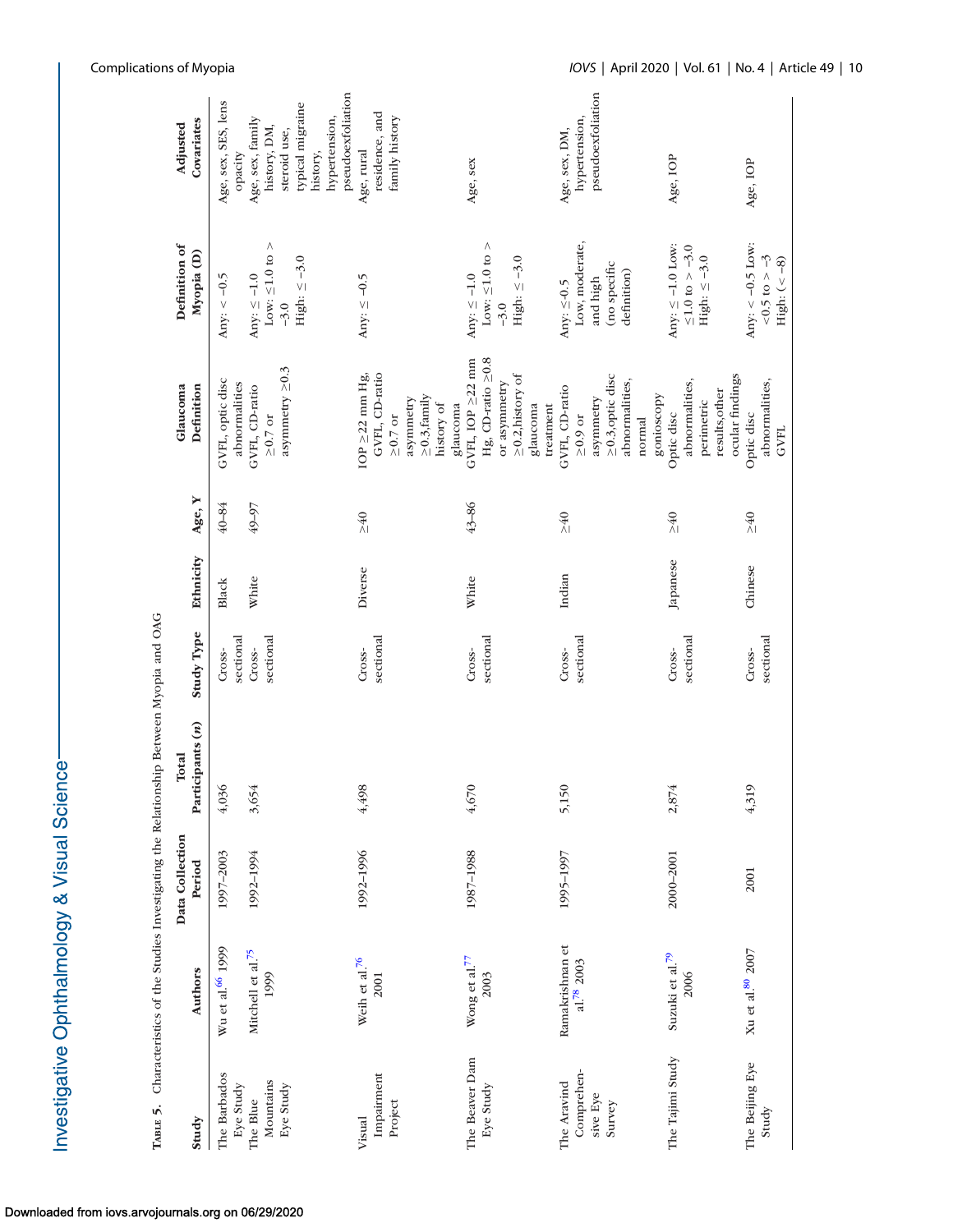**Table 5.** Characteristics of the Studies Investigating the Relationship Between Myopia and OAG

| Study | Authors | Data Collection Period | Total Participants (*n*) | Study Type | Ethnicity | Age, Y | Glaucoma Definition | Definition of Myopia (D) | Adjusted Covariates |
|---|---|---|---|---|---|---|---|---|---|
| The Barbados Eye Study | Wu et al.[66] 1999 | 1997–2003 | 4,036 | Cross-sectional | Black | 40–84 | GVFL, optic disc abnormalities | Any: < −0.5 | Age, sex, SES, lens opacity |
| The Blue Mountains Eye Study | Mitchell et al.[75] 1999 | 1992–1994 | 3,654 | Cross-sectional | White | 49–97 | GVFL, CD-ratio ≥0.7 or asymmetry ≥0.3 | Any: ≤ −1.0 Low: ≤1.0 to > −3.0 High: ≤ −3.0 | Age, sex, family history, DM, steroid use, typical migraine history, hypertension, pseudoexfoliation |
| Visual Impairment Project | Weih et al.[76] 2001 | 1992–1996 | 4,498 | Cross-sectional | Diverse | ≥40 | IOP ≥22 mm Hg, GVFL, CD-ratio ≥0.7 or asymmetry ≥0.3,family history of glaucoma | Any: ≤ −0.5 | Age, rural residence, and family history |
| The Beaver Dam Eye Study | Wong et al.[77] 2003 | 1987–1988 | 4,670 | Cross-sectional | White | 43–86 | GVFL, IOP ≥22 mm Hg, CD-ratio ≥0.8 or asymmetry ≥0.2,history of glaucoma treatment | Any: ≤ −1.0 Low: ≤1.0 to > −3.0 High: ≤ −3.0 | Age, sex |
| The Aravind Comprehensive Eye Survey | Ramakrishnan et al.[78] 2003 | 1995–1997 | 5,150 | Cross-sectional | Indian | ≥40 | GVFL, CD-ratio ≥0.9 or asymmetry ≥0.3,optic disc abnormalities, normal gonioscopy | Any: ≤−0.5 Low, moderate, and high (no specific definition) | Age, sex, DM, hypertension, pseudoexfoliation |
| The Tajimi Study | Suzuki et al.[79] 2006 | 2000–2001 | 2,874 | Cross-sectional | Japanese | ≥40 | Optic disc abnormalities, perimetric results,other ocular findings | Any: ≤ −1.0 Low: ≤1.0 to > −3.0 High: ≤ −3.0 | Age, IOP |
| The Beijing Eye Study | Xu et al.[80] 2007 | 2001 | 4,319 | Cross-sectional | Chinese | ≥40 | Optic disc abnormalities, GVFL | Any: < −0.5 Low: <0.5 to > −3 High: (< −8) | Age, IOP |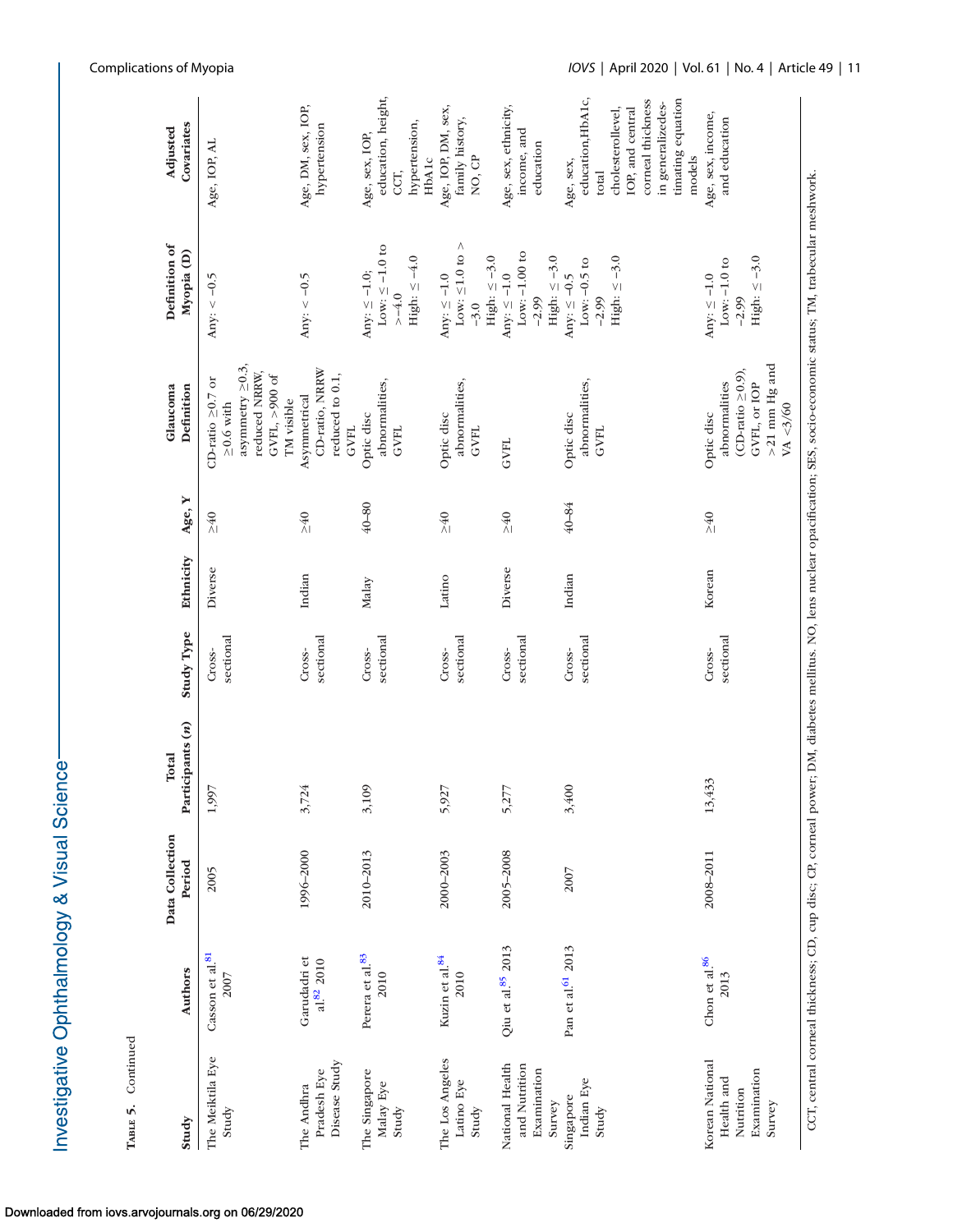**Table 5.** Continued

| Study | Authors | Data Collection Period | Total Participants (*n*) | Study Type | Ethnicity | Age, Y | Glaucoma Definition | Definition of Myopia (D) | Adjusted Covariates |
|---|---|---|---|---|---|---|---|---|---|
| The Meiktila Eye Study | Casson et al.[81] 2007 | 2005 | 1,997 | Cross-sectional | Diverse | ≥40 | CD-ratio ≥0.7 or ≥0.6 with asymmetry ≥0.3, reduced NRRW, GVFL, >900 of TM visible | Any: < −0.5 | Age, IOP, AL |
| The Andhra Pradesh Eye Disease Study | Garudadri et al.[82] 2010 | 1996–2000 | 3,724 | Cross-sectional | Indian | ≥40 | Asymmetrical CD-ratio, NRRW reduced to 0.1, GVFL | Any: < −0.5 | Age, DM, sex, IOP, hypertension |
| The Singapore Malay Eye Study | Perera et al.[83] 2010 | 2010–2013 | 3,109 | Cross-sectional | Malay | 40–80 | Optic disc abnormalities, GVFL | Any: ≤ −1.0; Low: ≤ −1.0 to > −4.0 High: ≤ −4.0 | Age, sex, IOP, education, height, CCT, hypertension, HbA1c |
| The Los Angeles Latino Eye Study | Kuzin et al.[84] 2010 | 2000–2003 | 5,927 | Cross-sectional | Latino | ≥40 | Optic disc abnormalities, GVFL | Any: ≤ −1.0 Low: ≤−1.0 to > −3.0 High: ≤ −3.0 | Age, IOP, DM, sex, family history, NO, CP |
| National Health and Nutrition Examination Survey | Qiu et al.[85] 2013 | 2005–2008 | 5,277 | Cross-sectional | Diverse | ≥40 | GVFL | Any: ≤ −1.0 Low: −1.00 to −2.99 High: ≤ −3.0 | Age, sex, ethnicity, income, and education |
| Singapore Indian Eye Study | Pan et al.[61] 2013 | 2007 | 3,400 | Cross-sectional | Indian | 40–84 | Optic disc abnormalities, GVFL | Any: ≤ −0.5 Low: −0.5 to −2.99 High: ≤ −3.0 | Age, sex, education,HbA1c, total cholesterollevel, IOP, and central corneal thickness in generalizedes-timating equation models |
| Korean National Health and Nutrition Examination Survey | Chon et al.[86] 2013 | 2008–2011 | 13,433 | Cross-sectional | Korean | ≥40 | Optic disc abnormalities (CD-ratio ≥0.9), GVFL, or IOP >21 mm Hg and VA <3/60 | Any: ≤ −1.0 Low: −1.0 to −2.99 High: ≤ −3.0 | Age, sex, income, and education |

CCT, central corneal thickness; CD, cup disc; CP, corneal power; DM, diabetes mellitus. NO, lens nuclear opacification; SES, socio-economic status; TM, trabecular meshwork.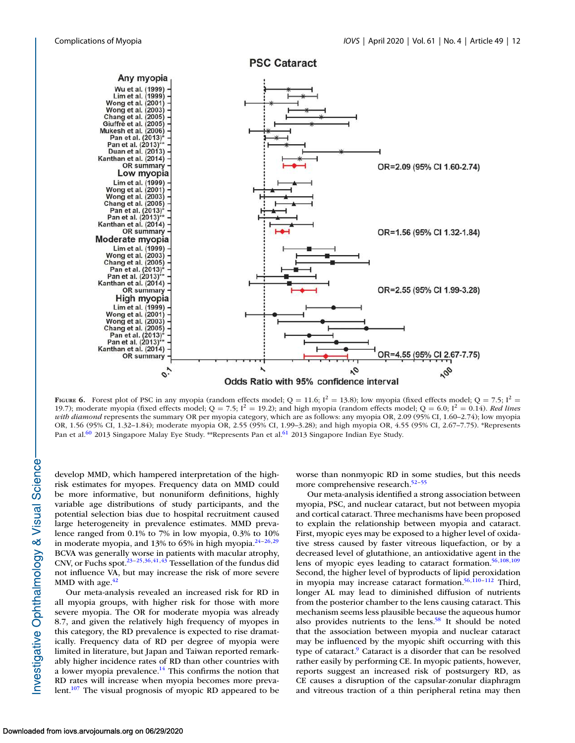**Figure 6.** Forest plot of PSC in any myopia (random effects model; Q = 11.6; $I^2$ = 13.8); low myopia (fixed effects model; Q = 7.5; $I^2$ = 19.7); moderate myopia (fixed effects model; Q = 7.5; $I^2$ = 19.2); and high myopia (random effects model; Q = 6.0; $I^2$ = 0.14). *Red lines with diamond* represents the summary OR per myopia category, which are as follows: any myopia OR, 2.09 (95% CI, 1.60–2.74); low myopia OR, 1.56 (95% CI, 1.32–1.84); moderate myopia OR, 2.55 (95% CI, 1.99–3.28); and high myopia OR, 4.55 (95% CI, 2.67–7.75). *Represents Pan et al.[60] 2013 Singapore Malay Eye Study. **Represents Pan et al.[61] 2013 Singapore Indian Eye Study.

develop MMD, which hampered interpretation of the high-risk estimates for myopes. Frequency data on MMD could be more informative, but nonuniform definitions, highly variable age distributions of study participants, and the potential selection bias due to hospital recruitment caused large heterogeneity in prevalence estimates. MMD prevalence ranged from 0.1% to 7% in low myopia, 0.3% to 10% in moderate myopia, and 13% to 65% in high myopia.[24–26,29] BCVA was generally worse in patients with macular atrophy, CNV, or Fuchs spot.[23–25,36,41,43] Tessellation of the fundus did not influence VA, but may increase the risk of more severe MMD with age.[42]

Our meta-analysis revealed an increased risk for RD in all myopia groups, with higher risk for those with more severe myopia. The OR for moderate myopia was already 8.7, and given the relatively high frequency of myopes in this category, the RD prevalence is expected to rise dramatically. Frequency data of RD per degree of myopia were limited in literature, but Japan and Taiwan reported remarkably higher incidence rates of RD than other countries with a lower myopia prevalence.[14] This confirms the notion that RD rates will increase when myopia becomes more prevalent.[107] The visual prognosis of myopic RD appeared to be worse than nonmyopic RD in some studies, but this needs more comprehensive research.[52–55]

Our meta-analysis identified a strong association between myopia, PSC, and nuclear cataract, but not between myopia and cortical cataract. Three mechanisms have been proposed to explain the relationship between myopia and cataract. First, myopic eyes may be exposed to a higher level of oxidative stress caused by faster vitreous liquefaction, or by a decreased level of glutathione, an antioxidative agent in the lens of myopic eyes leading to cataract formation.[56,108,109] Second, the higher level of byproducts of lipid peroxidation in myopia may increase cataract formation.[56,110–112] Third, longer AL may lead to diminished diffusion of nutrients from the posterior chamber to the lens causing cataract. This mechanism seems less plausible because the aqueous humor also provides nutrients to the lens.[58] It should be noted that the association between myopia and nuclear cataract may be influenced by the myopic shift occurring with this type of cataract.[9] Cataract is a disorder that can be resolved rather easily by performing CE. In myopic patients, however, reports suggest an increased risk of postsurgery RD, as CE causes a disruption of the capsular-zonular diaphragm and vitreous traction of a thin peripheral retina may then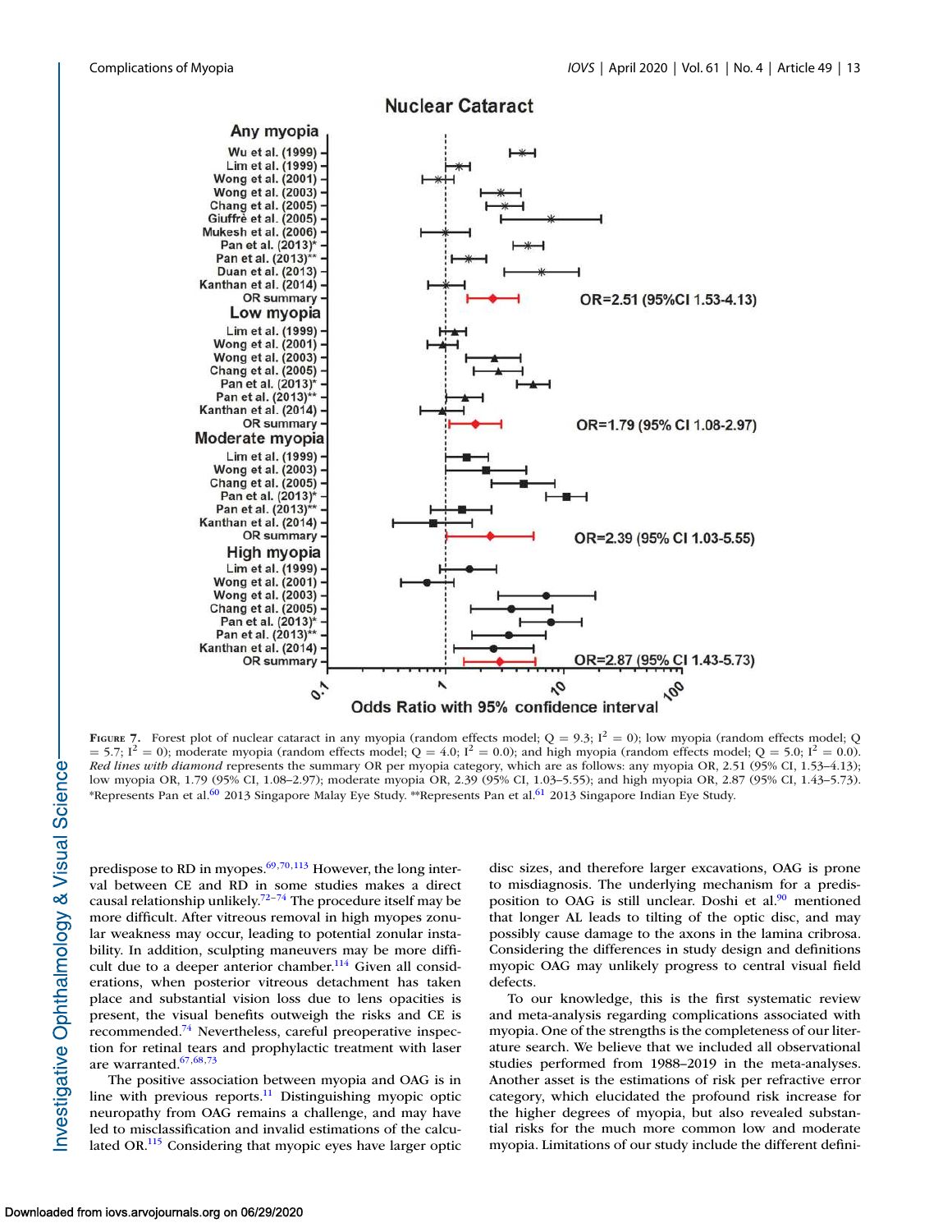**Figure 7.** Forest plot of nuclear cataract in any myopia (random effects model; Q = 9.3; $I^2 = 0$); low myopia (random effects model; Q = 5.7; $I^2 = 0$); moderate myopia (random effects model; Q = 4.0; $I^2 = 0.0$); and high myopia (random effects model; Q = 5.0; $I^2 = 0.0$). *Red lines with diamond* represents the summary OR per myopia category, which are as follows: any myopia OR, 2.51 (95% CI, 1.53–4.13); low myopia OR, 1.79 (95% CI, 1.08–2.97); moderate myopia OR, 2.39 (95% CI, 1.03–5.55); and high myopia OR, 2.87 (95% CI, 1.43–5.73). *Represents Pan et al.[60] 2013 Singapore Malay Eye Study. **Represents Pan et al.[61] 2013 Singapore Indian Eye Study.

predispose to RD in myopes.[69,70,113] However, the long interval between CE and RD in some studies makes a direct causal relationship unlikely.[72–74] The procedure itself may be more difficult. After vitreous removal in high myopes zonular weakness may occur, leading to potential zonular instability. In addition, sculpting maneuvers may be more difficult due to a deeper anterior chamber.[114] Given all considerations, when posterior vitreous detachment has taken place and substantial vision loss due to lens opacities is present, the visual benefits outweigh the risks and CE is recommended.[74] Nevertheless, careful preoperative inspection for retinal tears and prophylactic treatment with laser are warranted.[67,68,73]

The positive association between myopia and OAG is in line with previous reports.[11] Distinguishing myopic optic neuropathy from OAG remains a challenge, and may have led to misclassification and invalid estimations of the calculated OR.[115] Considering that myopic eyes have larger optic disc sizes, and therefore larger excavations, OAG is prone to misdiagnosis. The underlying mechanism for a predisposition to OAG is still unclear. Doshi et al.[90] mentioned that longer AL leads to tilting of the optic disc, and may possibly cause damage to the axons in the lamina cribrosa. Considering the differences in study design and definitions myopic OAG may unlikely progress to central visual field defects.

To our knowledge, this is the first systematic review and meta-analysis regarding complications associated with myopia. One of the strengths is the completeness of our literature search. We believe that we included all observational studies performed from 1988–2019 in the meta-analyses. Another asset is the estimations of risk per refractive error category, which elucidated the profound risk increase for the higher degrees of myopia, but also revealed substantial risks for the much more common low and moderate myopia. Limitations of our study include the different defini-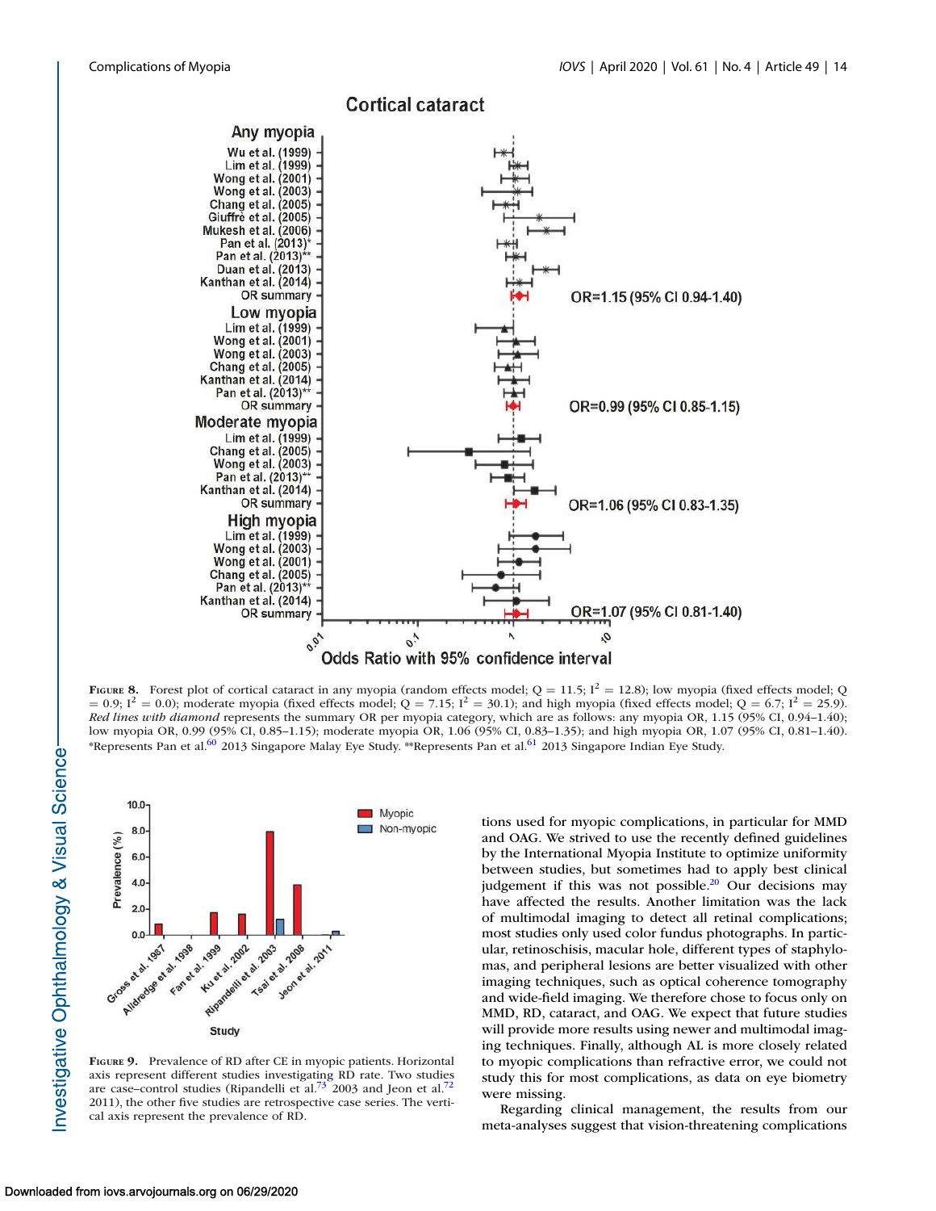**Figure 8.** Forest plot of cortical cataract in any myopia (random effects model; Q = 11.5; $I^2$ = 12.8); low myopia (fixed effects model; Q = 0.9; $I^2$ = 0.0); moderate myopia (fixed effects model; Q = 7.15; $I^2$ = 30.1); and high myopia (fixed effects model; Q = 6.7; $I^2$ = 25.9). *Red lines with diamond* represents the summary OR per myopia category, which are as follows: any myopia OR, 1.15 (95% CI, 0.94–1.40); low myopia OR, 0.99 (95% CI, 0.85–1.15); moderate myopia OR, 1.06 (95% CI, 0.83–1.35); and high myopia OR, 1.07 (95% CI, 0.81–1.40). *Represents Pan et al.[60] 2013 Singapore Malay Eye Study. **Represents Pan et al.[61] 2013 Singapore Indian Eye Study.

**Figure 9.** Prevalence of RD after CE in myopic patients. Horizontal axis represent different studies investigating RD rate. Two studies are case–control studies (Ripandelli et al.[73] 2003 and Jeon et al.[72] 2011), the other five studies are retrospective case series. The vertical axis represent the prevalence of RD.

tions used for myopic complications, in particular for MMD and OAG. We strived to use the recently defined guidelines by the International Myopia Institute to optimize uniformity between studies, but sometimes had to apply best clinical judgement if this was not possible.[20] Our decisions may have affected the results. Another limitation was the lack of multimodal imaging to detect all retinal complications; most studies only used color fundus photographs. In particular, retinoschisis, macular hole, different types of staphylomas, and peripheral lesions are better visualized with other imaging techniques, such as optical coherence tomography and wide-field imaging. We therefore chose to focus only on MMD, RD, cataract, and OAG. We expect that future studies will provide more results using newer and multimodal imaging techniques. Finally, although AL is more closely related to myopic complications than refractive error, we could not study this for most complications, as data on eye biometry were missing.

Regarding clinical management, the results from our meta-analyses suggest that vision-threatening complications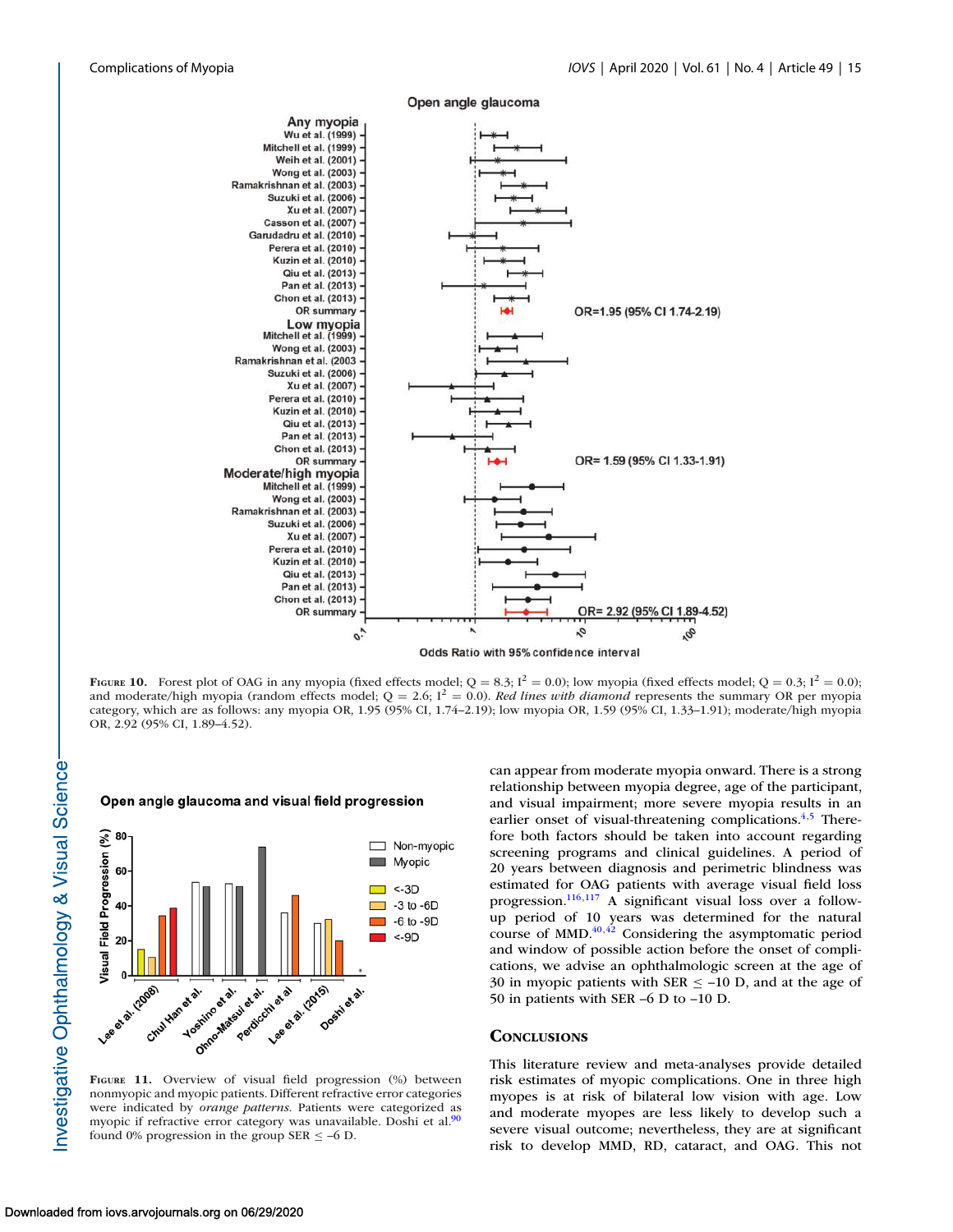**Figure 10.** Forest plot of OAG in any myopia (fixed effects model; Q = 8.3; $I^2$ = 0.0); low myopia (fixed effects model; Q = 0.3; $I^2$ = 0.0); and moderate/high myopia (random effects model; Q = 2.6; $I^2$ = 0.0). *Red lines with diamond* represents the summary OR per myopia category, which are as follows: any myopia OR, 1.95 (95% CI, 1.74–2.19); low myopia OR, 1.59 (95% CI, 1.33–1.91); moderate/high myopia OR, 2.92 (95% CI, 1.89–4.52).

**Figure 11.** Overview of visual field progression (%) between nonmyopic and myopic patients. Different refractive error categories were indicated by *orange patterns*. Patients were categorized as myopic if refractive error category was unavailable. Doshi et al.[90] found 0% progression in the group SER ≤ –6 D.

can appear from moderate myopia onward. There is a strong relationship between myopia degree, age of the participant, and visual impairment; more severe myopia results in an earlier onset of visual-threatening complications.[4,5] Therefore both factors should be taken into account regarding screening programs and clinical guidelines. A period of 20 years between diagnosis and perimetric blindness was estimated for OAG patients with average visual field loss progression.[116,117] A significant visual loss over a follow-up period of 10 years was determined for the natural course of MMD.[40,42] Considering the asymptomatic period and window of possible action before the onset of complications, we advise an ophthalmologic screen at the age of 30 in myopic patients with SER ≤ –10 D, and at the age of 50 in patients with SER –6 D to –10 D.

## Conclusions

This literature review and meta-analyses provide detailed risk estimates of myopic complications. One in three high myopes is at risk of bilateral low vision with age. Low and moderate myopes are less likely to develop such a severe visual outcome; nevertheless, they are at significant risk to develop MMD, RD, cataract, and OAG. This not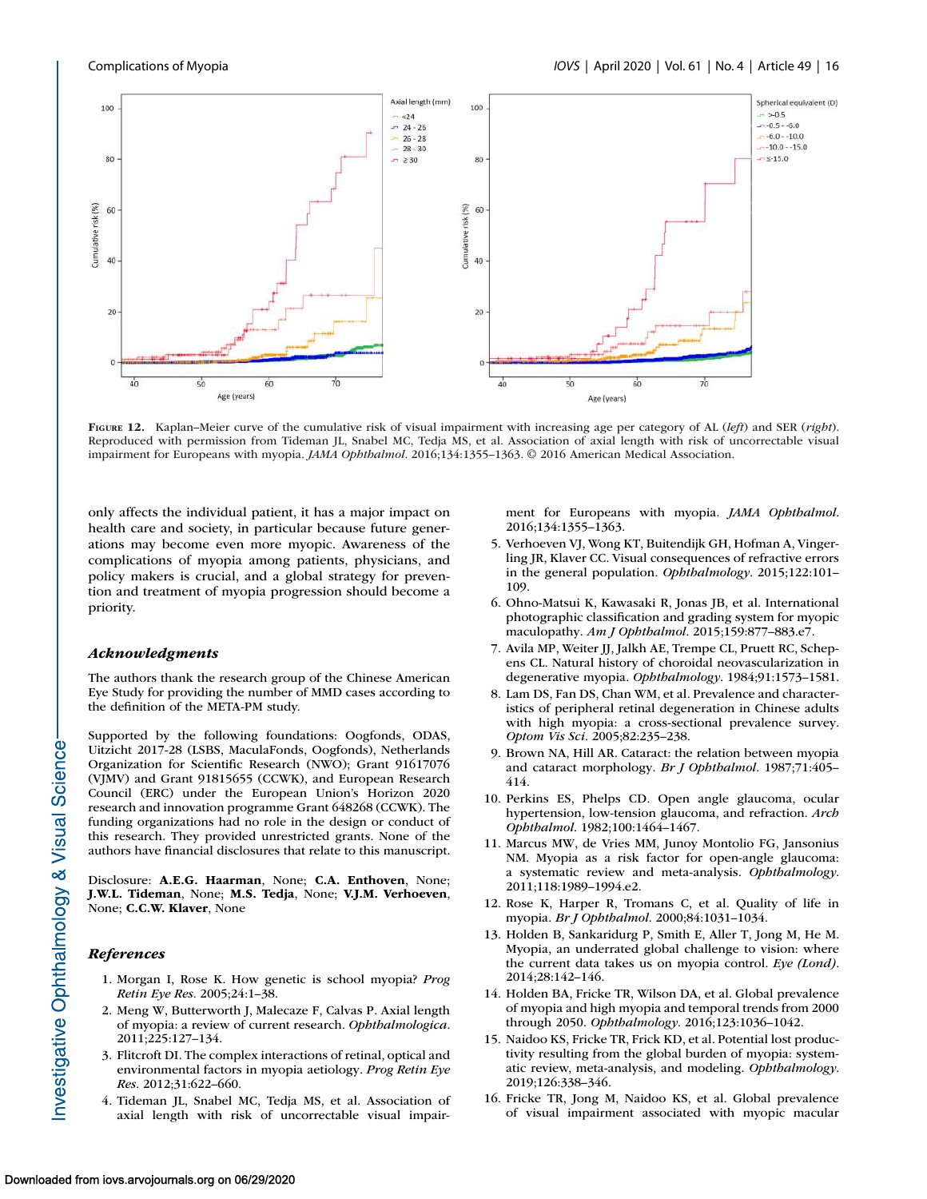**Figure 12.** Kaplan–Meier curve of the cumulative risk of visual impairment with increasing age per category of AL (*left*) and SER (*right*). Reproduced with permission from Tideman JL, Snabel MC, Tedja MS, et al. Association of axial length with risk of uncorrectable visual impairment for Europeans with myopia. *JAMA Ophthalmol.* 2016;134:1355–1363. © 2016 American Medical Association.

only affects the individual patient, it has a major impact on health care and society, in particular because future generations may become even more myopic. Awareness of the complications of myopia among patients, physicians, and policy makers is crucial, and a global strategy for prevention and treatment of myopia progression should become a priority.

### *Acknowledgments*

The authors thank the research group of the Chinese American Eye Study for providing the number of MMD cases according to the definition of the META-PM study.

Supported by the following foundations: Oogfonds, ODAS, Uitzicht 2017-28 (LSBS, MaculaFonds, Oogfonds), Netherlands Organization for Scientific Research (NWO); Grant 91617076 (VJMV) and Grant 91815655 (CCWK), and European Research Council (ERC) under the European Union's Horizon 2020 research and innovation programme Grant 648268 (CCWK). The funding organizations had no role in the design or conduct of this research. They provided unrestricted grants. None of the authors have financial disclosures that relate to this manuscript.

Disclosure: **A.E.G. Haarman**, None; **C.A. Enthoven**, None; **J.W.L. Tideman**, None; **M.S. Tedja**, None; **V.J.M. Verhoeven**, None; **C.C.W. Klaver**, None

### *References*

1. Morgan I, Rose K. How genetic is school myopia? *Prog Retin Eye Res.* 2005;24:1–38.
2. Meng W, Butterworth J, Malecaze F, Calvas P. Axial length of myopia: a review of current research. *Ophthalmologica.* 2011;225:127–134.
3. Flitcroft DI. The complex interactions of retinal, optical and environmental factors in myopia aetiology. *Prog Retin Eye Res.* 2012;31:622–660.
4. Tideman JL, Snabel MC, Tedja MS, et al. Association of axial length with risk of uncorrectable visual impairment for Europeans with myopia. *JAMA Ophthalmol.* 2016;134:1355–1363.
5. Verhoeven VJ, Wong KT, Buitendijk GH, Hofman A, Vingerling JR, Klaver CC. Visual consequences of refractive errors in the general population. *Ophthalmology.* 2015;122:101–109.
6. Ohno-Matsui K, Kawasaki R, Jonas JB, et al. International photographic classification and grading system for myopic maculopathy. *Am J Ophthalmol.* 2015;159:877–883.e7.
7. Avila MP, Weiter JJ, Jalkh AE, Trempe CL, Pruett RC, Schepens CL. Natural history of choroidal neovascularization in degenerative myopia. *Ophthalmology.* 1984;91:1573–1581.
8. Lam DS, Fan DS, Chan WM, et al. Prevalence and characteristics of peripheral retinal degeneration in Chinese adults with high myopia: a cross-sectional prevalence survey. *Optom Vis Sci.* 2005;82:235–238.
9. Brown NA, Hill AR. Cataract: the relation between myopia and cataract morphology. *Br J Ophthalmol.* 1987;71:405–414.
10. Perkins ES, Phelps CD. Open angle glaucoma, ocular hypertension, low-tension glaucoma, and refraction. *Arch Ophthalmol.* 1982;100:1464–1467.
11. Marcus MW, de Vries MM, Junoy Montolio FG, Jansonius NM. Myopia as a risk factor for open-angle glaucoma: a systematic review and meta-analysis. *Ophthalmology.* 2011;118:1989–1994.e2.
12. Rose K, Harper R, Tromans C, et al. Quality of life in myopia. *Br J Ophthalmol.* 2000;84:1031–1034.
13. Holden B, Sankaridurg P, Smith E, Aller T, Jong M, He M. Myopia, an underrated global challenge to vision: where the current data takes us on myopia control. *Eye (Lond).* 2014;28:142–146.
14. Holden BA, Fricke TR, Wilson DA, et al. Global prevalence of myopia and high myopia and temporal trends from 2000 through 2050. *Ophthalmology.* 2016;123:1036–1042.
15. Naidoo KS, Fricke TR, Frick KD, et al. Potential lost productivity resulting from the global burden of myopia: systematic review, meta-analysis, and modeling. *Ophthalmology.* 2019;126:338–346.
16. Fricke TR, Jong M, Naidoo KS, et al. Global prevalence of visual impairment associated with myopic macular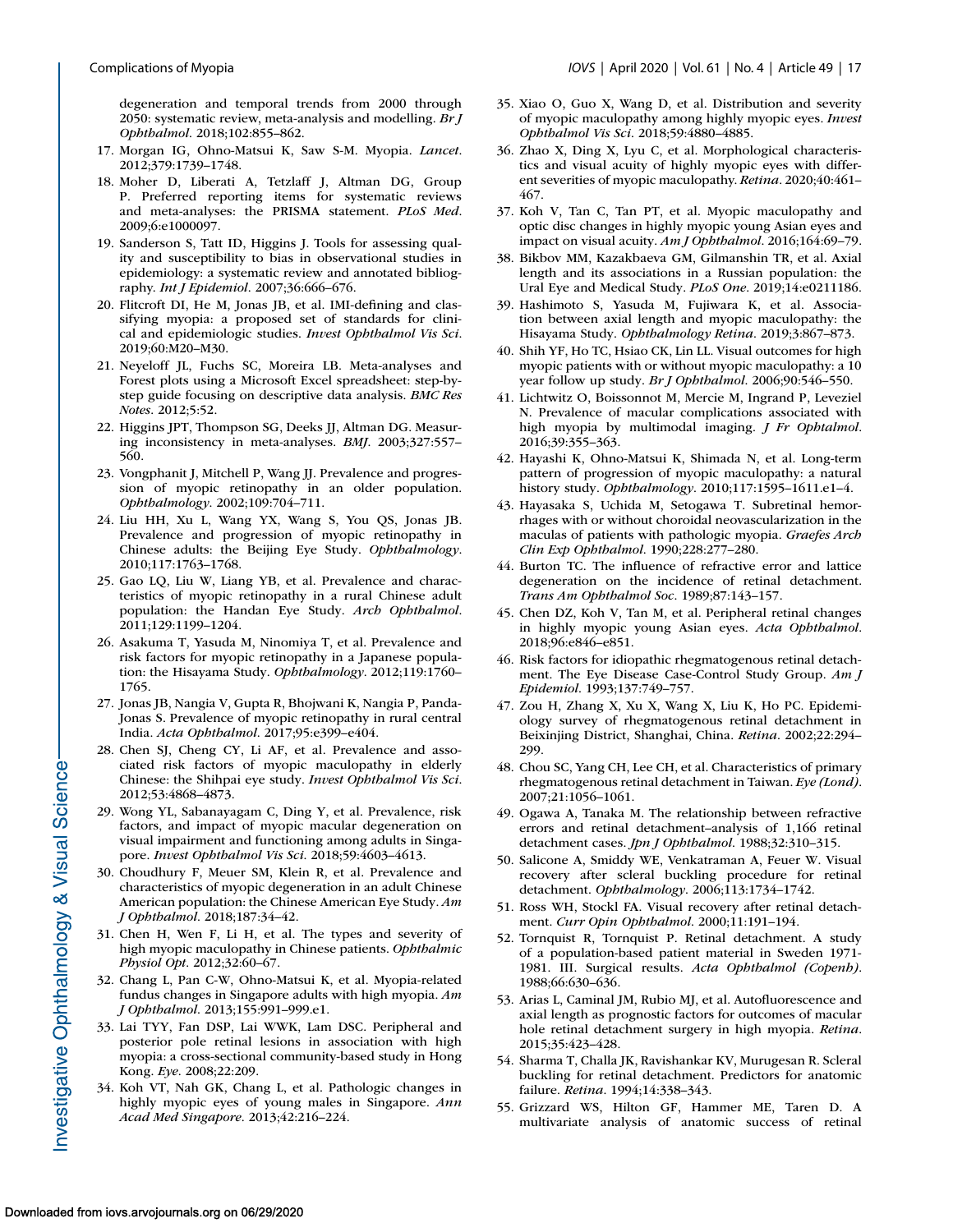degeneration and temporal trends from 2000 through 2050: systematic review, meta-analysis and modelling. *Br J Ophthalmol*. 2018;102:855–862.

17. Morgan IG, Ohno-Matsui K, Saw S-M. Myopia. *Lancet*. 2012;379:1739–1748.
18. Moher D, Liberati A, Tetzlaff J, Altman DG, Group P. Preferred reporting items for systematic reviews and meta-analyses: the PRISMA statement. *PLoS Med*. 2009;6:e1000097.
19. Sanderson S, Tatt ID, Higgins J. Tools for assessing quality and susceptibility to bias in observational studies in epidemiology: a systematic review and annotated bibliography. *Int J Epidemiol*. 2007;36:666–676.
20. Flitcroft DI, He M, Jonas JB, et al. IMI-defining and classifying myopia: a proposed set of standards for clinical and epidemiologic studies. *Invest Ophthalmol Vis Sci*. 2019;60:M20–M30.
21. Neyeloff JL, Fuchs SC, Moreira LB. Meta-analyses and Forest plots using a Microsoft Excel spreadsheet: step-by-step guide focusing on descriptive data analysis. *BMC Res Notes*. 2012;5:52.
22. Higgins JPT, Thompson SG, Deeks JJ, Altman DG. Measuring inconsistency in meta-analyses. *BMJ*. 2003;327:557–560.
23. Vongphanit J, Mitchell P, Wang JJ. Prevalence and progression of myopic retinopathy in an older population. *Ophthalmology*. 2002;109:704–711.
24. Liu HH, Xu L, Wang YX, Wang S, You QS, Jonas JB. Prevalence and progression of myopic retinopathy in Chinese adults: the Beijing Eye Study. *Ophthalmology*. 2010;117:1763–1768.
25. Gao LQ, Liu W, Liang YB, et al. Prevalence and characteristics of myopic retinopathy in a rural Chinese adult population: the Handan Eye Study. *Arch Ophthalmol*. 2011;129:1199–1204.
26. Asakuma T, Yasuda M, Ninomiya T, et al. Prevalence and risk factors for myopic retinopathy in a Japanese population: the Hisayama Study. *Ophthalmology*. 2012;119:1760–1765.
27. Jonas JB, Nangia V, Gupta R, Bhojwani K, Nangia P, Panda-Jonas S. Prevalence of myopic retinopathy in rural central India. *Acta Ophthalmol*. 2017;95:e399–e404.
28. Chen SJ, Cheng CY, Li AF, et al. Prevalence and associated risk factors of myopic maculopathy in elderly Chinese: the Shihpai eye study. *Invest Ophthalmol Vis Sci*. 2012;53:4868–4873.
29. Wong YL, Sabanayagam C, Ding Y, et al. Prevalence, risk factors, and impact of myopic macular degeneration on visual impairment and functioning among adults in Singapore. *Invest Ophthalmol Vis Sci*. 2018;59:4603–4613.
30. Choudhury F, Meuer SM, Klein R, et al. Prevalence and characteristics of myopic degeneration in an adult Chinese American population: the Chinese American Eye Study. *Am J Ophthalmol*. 2018;187:34–42.
31. Chen H, Wen F, Li H, et al. The types and severity of high myopic maculopathy in Chinese patients. *Ophthalmic Physiol Opt*. 2012;32:60–67.
32. Chang L, Pan C-W, Ohno-Matsui K, et al. Myopia-related fundus changes in Singapore adults with high myopia. *Am J Ophthalmol*. 2013;155:991–999.e1.
33. Lai TYY, Fan DSP, Lai WWK, Lam DSC. Peripheral and posterior pole retinal lesions in association with high myopia: a cross-sectional community-based study in Hong Kong. *Eye*. 2008;22:209.
34. Koh VT, Nah GK, Chang L, et al. Pathologic changes in highly myopic eyes of young males in Singapore. *Ann Acad Med Singapore*. 2013;42:216–224.
35. Xiao O, Guo X, Wang D, et al. Distribution and severity of myopic maculopathy among highly myopic eyes. *Invest Ophthalmol Vis Sci*. 2018;59:4880–4885.
36. Zhao X, Ding X, Lyu C, et al. Morphological characteristics and visual acuity of highly myopic eyes with different severities of myopic maculopathy. *Retina*. 2020;40:461–467.
37. Koh V, Tan C, Tan PT, et al. Myopic maculopathy and optic disc changes in highly myopic young Asian eyes and impact on visual acuity. *Am J Ophthalmol*. 2016;164:69–79.
38. Bikbov MM, Kazakbaeva GM, Gilmanshin TR, et al. Axial length and its associations in a Russian population: the Ural Eye and Medical Study. *PLoS One*. 2019;14:e0211186.
39. Hashimoto S, Yasuda M, Fujiwara K, et al. Association between axial length and myopic maculopathy: the Hisayama Study. *Ophthalmology Retina*. 2019;3:867–873.
40. Shih YF, Ho TC, Hsiao CK, Lin LL. Visual outcomes for high myopic patients with or without myopic maculopathy: a 10 year follow up study. *Br J Ophthalmol*. 2006;90:546–550.
41. Lichtwitz O, Boissonnot M, Mercie M, Ingrand P, Leveziel N. Prevalence of macular complications associated with high myopia by multimodal imaging. *J Fr Ophtalmol*. 2016;39:355–363.
42. Hayashi K, Ohno-Matsui K, Shimada N, et al. Long-term pattern of progression of myopic maculopathy: a natural history study. *Ophthalmology*. 2010;117:1595–1611.e1–4.
43. Hayasaka S, Uchida M, Setogawa T. Subretinal hemorrhages with or without choroidal neovascularization in the maculas of patients with pathologic myopia. *Graefes Arch Clin Exp Ophthalmol*. 1990;228:277–280.
44. Burton TC. The influence of refractive error and lattice degeneration on the incidence of retinal detachment. *Trans Am Ophthalmol Soc*. 1989;87:143–157.
45. Chen DZ, Koh V, Tan M, et al. Peripheral retinal changes in highly myopic young Asian eyes. *Acta Ophthalmol*. 2018;96:e846–e851.
46. Risk factors for idiopathic rhegmatogenous retinal detachment. The Eye Disease Case-Control Study Group. *Am J Epidemiol*. 1993;137:749–757.
47. Zou H, Zhang X, Xu X, Wang X, Liu K, Ho PC. Epidemiology survey of rhegmatogenous retinal detachment in Beixinjing District, Shanghai, China. *Retina*. 2002;22:294–299.
48. Chou SC, Yang CH, Lee CH, et al. Characteristics of primary rhegmatogenous retinal detachment in Taiwan. *Eye (Lond)*. 2007;21:1056–1061.
49. Ogawa A, Tanaka M. The relationship between refractive errors and retinal detachment–analysis of 1,166 retinal detachment cases. *Jpn J Ophthalmol*. 1988;32:310–315.
50. Salicone A, Smiddy WE, Venkatraman A, Feuer W. Visual recovery after scleral buckling procedure for retinal detachment. *Ophthalmology*. 2006;113:1734–1742.
51. Ross WH, Stockl FA. Visual recovery after retinal detachment. *Curr Opin Ophthalmol*. 2000;11:191–194.
52. Tornquist R, Tornquist P. Retinal detachment. A study of a population-based patient material in Sweden 1971-1981. III. Surgical results. *Acta Ophthalmol (Copenh)*. 1988;66:630–636.
53. Arias L, Caminal JM, Rubio MJ, et al. Autofluorescence and axial length as prognostic factors for outcomes of macular hole retinal detachment surgery in high myopia. *Retina*. 2015;35:423–428.
54. Sharma T, Challa JK, Ravishankar KV, Murugesan R. Scleral buckling for retinal detachment. Predictors for anatomic failure. *Retina*. 1994;14:338–343.
55. Grizzard WS, Hilton GF, Hammer ME, Taren D. A multivariate analysis of anatomic success of retinal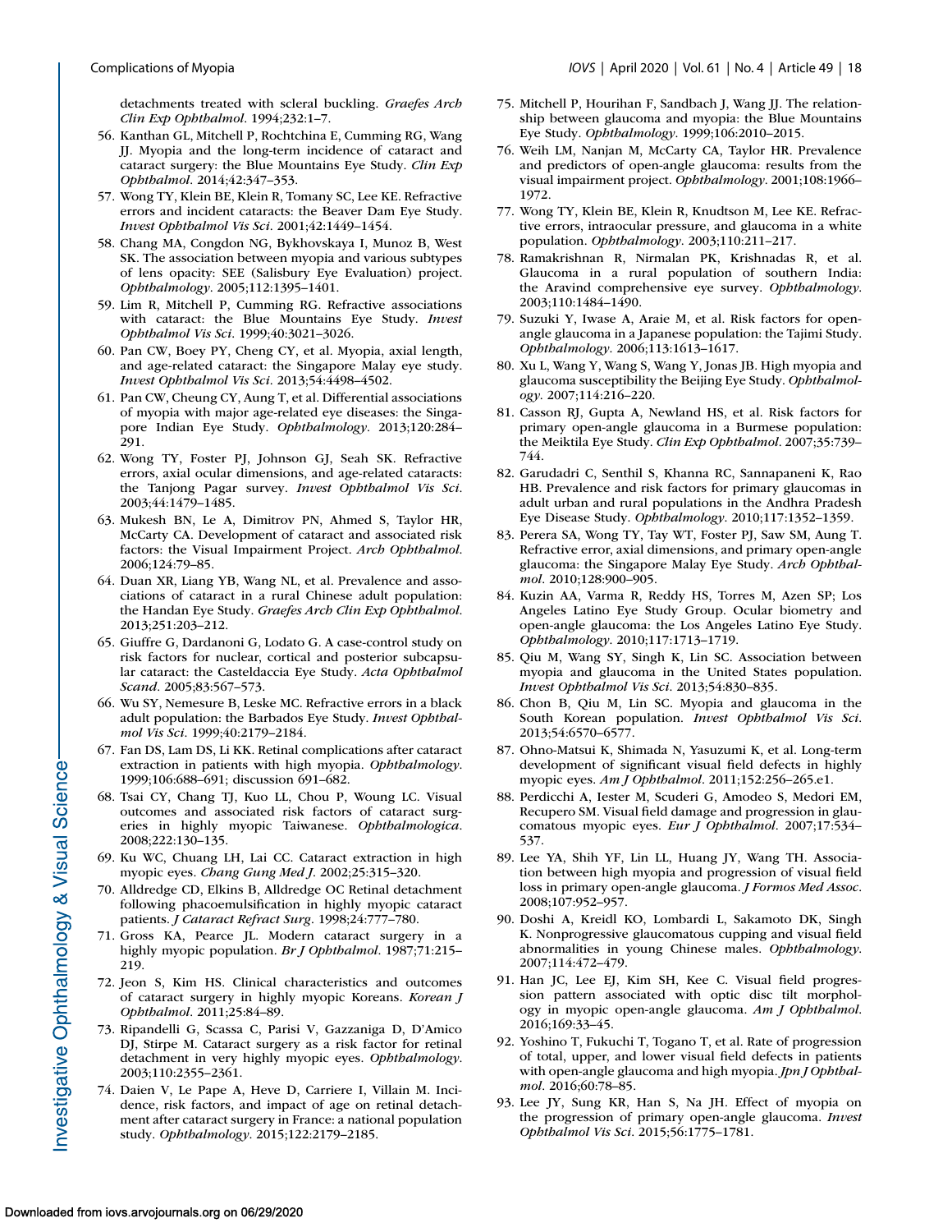detachments treated with scleral buckling. *Graefes Arch Clin Exp Ophthalmol*. 1994;232:1–7.

56. Kanthan GL, Mitchell P, Rochtchina E, Cumming RG, Wang JJ. Myopia and the long-term incidence of cataract and cataract surgery: the Blue Mountains Eye Study. *Clin Exp Ophthalmol*. 2014;42:347–353.
57. Wong TY, Klein BE, Klein R, Tomany SC, Lee KE. Refractive errors and incident cataracts: the Beaver Dam Eye Study. *Invest Ophthalmol Vis Sci*. 2001;42:1449–1454.
58. Chang MA, Congdon NG, Bykhovskaya I, Munoz B, West SK. The association between myopia and various subtypes of lens opacity: SEE (Salisbury Eye Evaluation) project. *Ophthalmology*. 2005;112:1395–1401.
59. Lim R, Mitchell P, Cumming RG. Refractive associations with cataract: the Blue Mountains Eye Study. *Invest Ophthalmol Vis Sci*. 1999;40:3021–3026.
60. Pan CW, Boey PY, Cheng CY, et al. Myopia, axial length, and age-related cataract: the Singapore Malay eye study. *Invest Ophthalmol Vis Sci*. 2013;54:4498–4502.
61. Pan CW, Cheung CY, Aung T, et al. Differential associations of myopia with major age-related eye diseases: the Singapore Indian Eye Study. *Ophthalmology*. 2013;120:284–291.
62. Wong TY, Foster PJ, Johnson GJ, Seah SK. Refractive errors, axial ocular dimensions, and age-related cataracts: the Tanjong Pagar survey. *Invest Ophthalmol Vis Sci*. 2003;44:1479–1485.
63. Mukesh BN, Le A, Dimitrov PN, Ahmed S, Taylor HR, McCarty CA. Development of cataract and associated risk factors: the Visual Impairment Project. *Arch Ophthalmol*. 2006;124:79–85.
64. Duan XR, Liang YB, Wang NL, et al. Prevalence and associations of cataract in a rural Chinese adult population: the Handan Eye Study. *Graefes Arch Clin Exp Ophthalmol*. 2013;251:203–212.
65. Giuffre G, Dardanoni G, Lodato G. A case-control study on risk factors for nuclear, cortical and posterior subcapsular cataract: the Casteldaccia Eye Study. *Acta Ophthalmol Scand*. 2005;83:567–573.
66. Wu SY, Nemesure B, Leske MC. Refractive errors in a black adult population: the Barbados Eye Study. *Invest Ophthalmol Vis Sci*. 1999;40:2179–2184.
67. Fan DS, Lam DS, Li KK. Retinal complications after cataract extraction in patients with high myopia. *Ophthalmology*. 1999;106:688–691; discussion 691–682.
68. Tsai CY, Chang TJ, Kuo LL, Chou P, Woung LC. Visual outcomes and associated risk factors of cataract surgeries in highly myopic Taiwanese. *Ophthalmologica*. 2008;222:130–135.
69. Ku WC, Chuang LH, Lai CC. Cataract extraction in high myopic eyes. *Chang Gung Med J*. 2002;25:315–320.
70. Alldredge CD, Elkins B, Alldredge OC Retinal detachment following phacoemulsification in highly myopic cataract patients. *J Cataract Refract Surg*. 1998;24:777–780.
71. Gross KA, Pearce JL. Modern cataract surgery in a highly myopic population. *Br J Ophthalmol*. 1987;71:215–219.
72. Jeon S, Kim HS. Clinical characteristics and outcomes of cataract surgery in highly myopic Koreans. *Korean J Ophthalmol*. 2011;25:84–89.
73. Ripandelli G, Scassa C, Parisi V, Gazzaniga D, D'Amico DJ, Stirpe M. Cataract surgery as a risk factor for retinal detachment in very highly myopic eyes. *Ophthalmology*. 2003;110:2355–2361.
74. Daien V, Le Pape A, Heve D, Carriere I, Villain M. Incidence, risk factors, and impact of age on retinal detachment after cataract surgery in France: a national population study. *Ophthalmology*. 2015;122:2179–2185.
75. Mitchell P, Hourihan F, Sandbach J, Wang JJ. The relationship between glaucoma and myopia: the Blue Mountains Eye Study. *Ophthalmology*. 1999;106:2010–2015.
76. Weih LM, Nanjan M, McCarty CA, Taylor HR. Prevalence and predictors of open-angle glaucoma: results from the visual impairment project. *Ophthalmology*. 2001;108:1966–1972.
77. Wong TY, Klein BE, Klein R, Knudtson M, Lee KE. Refractive errors, intraocular pressure, and glaucoma in a white population. *Ophthalmology*. 2003;110:211–217.
78. Ramakrishnan R, Nirmalan PK, Krishnadas R, et al. Glaucoma in a rural population of southern India: the Aravind comprehensive eye survey. *Ophthalmology*. 2003;110:1484–1490.
79. Suzuki Y, Iwase A, Araie M, et al. Risk factors for open-angle glaucoma in a Japanese population: the Tajimi Study. *Ophthalmology*. 2006;113:1613–1617.
80. Xu L, Wang Y, Wang S, Wang Y, Jonas JB. High myopia and glaucoma susceptibility the Beijing Eye Study. *Ophthalmology*. 2007;114:216–220.
81. Casson RJ, Gupta A, Newland HS, et al. Risk factors for primary open-angle glaucoma in a Burmese population: the Meiktila Eye Study. *Clin Exp Ophthalmol*. 2007;35:739–744.
82. Garudadri C, Senthil S, Khanna RC, Sannapaneni K, Rao HB. Prevalence and risk factors for primary glaucomas in adult urban and rural populations in the Andhra Pradesh Eye Disease Study. *Ophthalmology*. 2010;117:1352–1359.
83. Perera SA, Wong TY, Tay WT, Foster PJ, Saw SM, Aung T. Refractive error, axial dimensions, and primary open-angle glaucoma: the Singapore Malay Eye Study. *Arch Ophthalmol*. 2010;128:900–905.
84. Kuzin AA, Varma R, Reddy HS, Torres M, Azen SP; Los Angeles Latino Eye Study Group. Ocular biometry and open-angle glaucoma: the Los Angeles Latino Eye Study. *Ophthalmology*. 2010;117:1713–1719.
85. Qiu M, Wang SY, Singh K, Lin SC. Association between myopia and glaucoma in the United States population. *Invest Ophthalmol Vis Sci*. 2013;54:830–835.
86. Chon B, Qiu M, Lin SC. Myopia and glaucoma in the South Korean population. *Invest Ophthalmol Vis Sci*. 2013;54:6570–6577.
87. Ohno-Matsui K, Shimada N, Yasuzumi K, et al. Long-term development of significant visual field defects in highly myopic eyes. *Am J Ophthalmol*. 2011;152:256–265.e1.
88. Perdicchi A, Iester M, Scuderi G, Amodeo S, Medori EM, Recupero SM. Visual field damage and progression in glaucomatous myopic eyes. *Eur J Ophthalmol*. 2007;17:534–537.
89. Lee YA, Shih YF, Lin LL, Huang JY, Wang TH. Association between high myopia and progression of visual field loss in primary open-angle glaucoma. *J Formos Med Assoc*. 2008;107:952–957.
90. Doshi A, Kreidl KO, Lombardi L, Sakamoto DK, Singh K. Nonprogressive glaucomatous cupping and visual field abnormalities in young Chinese males. *Ophthalmology*. 2007;114:472–479.
91. Han JC, Lee EJ, Kim SH, Kee C. Visual field progression pattern associated with optic disc tilt morphology in myopic open-angle glaucoma. *Am J Ophthalmol*. 2016;169:33–45.
92. Yoshino T, Fukuchi T, Togano T, et al. Rate of progression of total, upper, and lower visual field defects in patients with open-angle glaucoma and high myopia. *Jpn J Ophthalmol*. 2016;60:78–85.
93. Lee JY, Sung KR, Han S, Na JH. Effect of myopia on the progression of primary open-angle glaucoma. *Invest Ophthalmol Vis Sci*. 2015;56:1775–1781.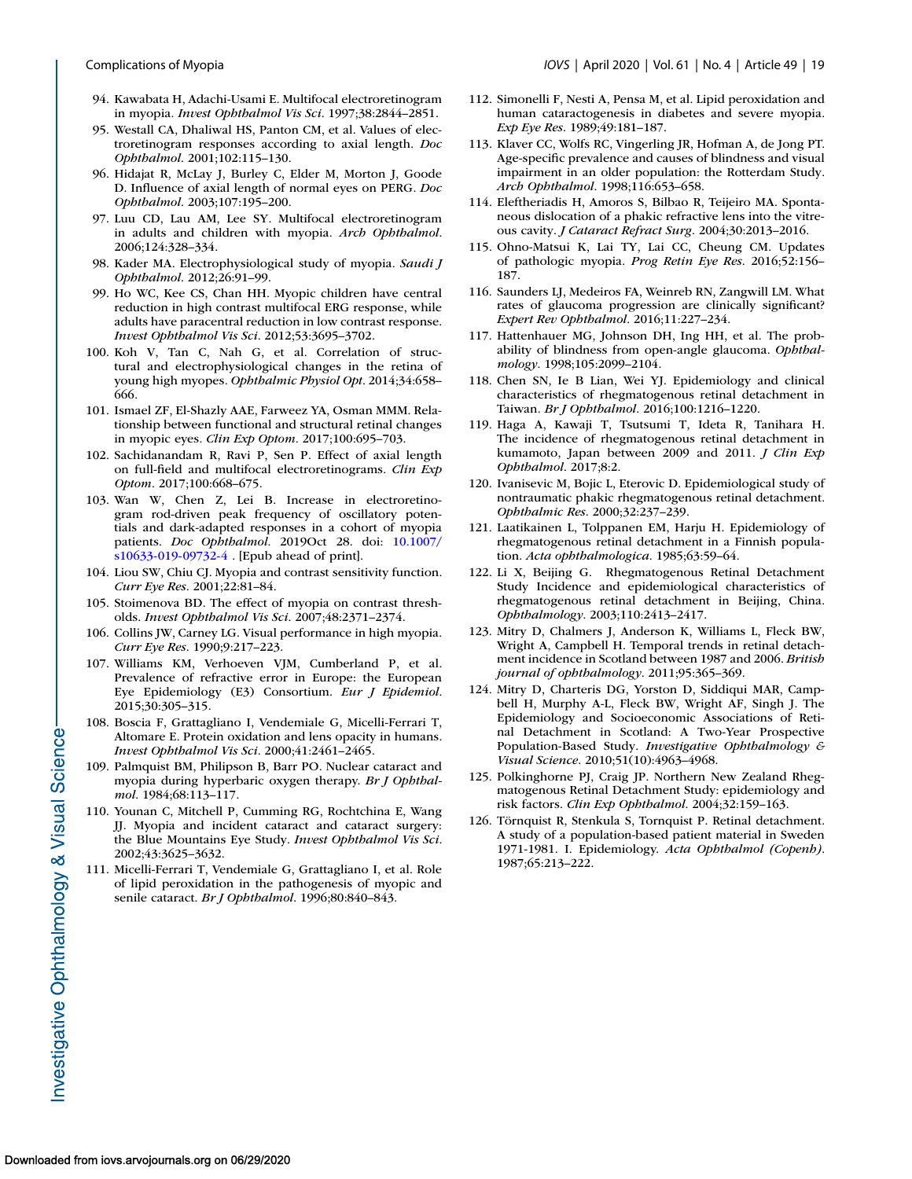94. Kawabata H, Adachi-Usami E. Multifocal electroretinogram in myopia. *Invest Ophthalmol Vis Sci*. 1997;38:2844–2851.
95. Westall CA, Dhaliwal HS, Panton CM, et al. Values of electroretinogram responses according to axial length. *Doc Ophthalmol*. 2001;102:115–130.
96. Hidajat R, McLay J, Burley C, Elder M, Morton J, Goode D. Influence of axial length of normal eyes on PERG. *Doc Ophthalmol*. 2003;107:195–200.
97. Luu CD, Lau AM, Lee SY. Multifocal electroretinogram in adults and children with myopia. *Arch Ophthalmol*. 2006;124:328–334.
98. Kader MA. Electrophysiological study of myopia. *Saudi J Ophthalmol*. 2012;26:91–99.
99. Ho WC, Kee CS, Chan HH. Myopic children have central reduction in high contrast multifocal ERG response, while adults have paracentral reduction in low contrast response. *Invest Ophthalmol Vis Sci*. 2012;53:3695–3702.
100. Koh V, Tan C, Nah G, et al. Correlation of structural and electrophysiological changes in the retina of young high myopes. *Ophthalmic Physiol Opt*. 2014;34:658–666.
101. Ismael ZF, El-Shazly AAE, Farweez YA, Osman MMM. Relationship between functional and structural retinal changes in myopic eyes. *Clin Exp Optom*. 2017;100:695–703.
102. Sachidanandam R, Ravi P, Sen P. Effect of axial length on full-field and multifocal electroretinograms. *Clin Exp Optom*. 2017;100:668–675.
103. Wan W, Chen Z, Lei B. Increase in electroretinogram rod-driven peak frequency of oscillatory potentials and dark-adapted responses in a cohort of myopia patients. *Doc Ophthalmol*. 2019Oct 28. doi: 10.1007/s10633-019-09732-4 . [Epub ahead of print].
104. Liou SW, Chiu CJ. Myopia and contrast sensitivity function. *Curr Eye Res*. 2001;22:81–84.
105. Stoimenova BD. The effect of myopia on contrast thresholds. *Invest Ophthalmol Vis Sci*. 2007;48:2371–2374.
106. Collins JW, Carney LG. Visual performance in high myopia. *Curr Eye Res*. 1990;9:217–223.
107. Williams KM, Verhoeven VJM, Cumberland P, et al. Prevalence of refractive error in Europe: the European Eye Epidemiology (E3) Consortium. *Eur J Epidemiol*. 2015;30:305–315.
108. Boscia F, Grattagliano I, Vendemiale G, Micelli-Ferrari T, Altomare E. Protein oxidation and lens opacity in humans. *Invest Ophthalmol Vis Sci*. 2000;41:2461–2465.
109. Palmquist BM, Philipson B, Barr PO. Nuclear cataract and myopia during hyperbaric oxygen therapy. *Br J Ophthalmol*. 1984;68:113–117.
110. Younan C, Mitchell P, Cumming RG, Rochtchina E, Wang JJ. Myopia and incident cataract and cataract surgery: the Blue Mountains Eye Study. *Invest Ophthalmol Vis Sci*. 2002;43:3625–3632.
111. Micelli-Ferrari T, Vendemiale G, Grattagliano I, et al. Role of lipid peroxidation in the pathogenesis of myopic and senile cataract. *Br J Ophthalmol*. 1996;80:840–843.
112. Simonelli F, Nesti A, Pensa M, et al. Lipid peroxidation and human cataractogenesis in diabetes and severe myopia. *Exp Eye Res*. 1989;49:181–187.
113. Klaver CC, Wolfs RC, Vingerling JR, Hofman A, de Jong PT. Age-specific prevalence and causes of blindness and visual impairment in an older population: the Rotterdam Study. *Arch Ophthalmol*. 1998;116:653–658.
114. Eleftheriadis H, Amoros S, Bilbao R, Teijeiro MA. Spontaneous dislocation of a phakic refractive lens into the vitreous cavity. *J Cataract Refract Surg*. 2004;30:2013–2016.
115. Ohno-Matsui K, Lai TY, Lai CC, Cheung CM. Updates of pathologic myopia. *Prog Retin Eye Res*. 2016;52:156–187.
116. Saunders LJ, Medeiros FA, Weinreb RN, Zangwill LM. What rates of glaucoma progression are clinically significant? *Expert Rev Ophthalmol*. 2016;11:227–234.
117. Hattenhauer MG, Johnson DH, Ing HH, et al. The probability of blindness from open-angle glaucoma. *Ophthalmology*. 1998;105:2099–2104.
118. Chen SN, Ie B Lian, Wei YJ. Epidemiology and clinical characteristics of rhegmatogenous retinal detachment in Taiwan. *Br J Ophthalmol*. 2016;100:1216–1220.
119. Haga A, Kawaji T, Tsutsumi T, Ideta R, Tanihara H. The incidence of rhegmatogenous retinal detachment in kumamoto, Japan between 2009 and 2011. *J Clin Exp Ophthalmol*. 2017;8:2.
120. Ivanisevic M, Bojic L, Eterovic D. Epidemiological study of nontraumatic phakic rhegmatogenous retinal detachment. *Ophthalmic Res*. 2000;32:237–239.
121. Laatikainen L, Tolppanen EM, Harju H. Epidemiology of rhegmatogenous retinal detachment in a Finnish population. *Acta ophthalmologica*. 1985;63:59–64.
122. Li X, Beijing G. Rhegmatogenous Retinal Detachment Study Incidence and epidemiological characteristics of rhegmatogenous retinal detachment in Beijing, China. *Ophthalmology*. 2003;110:2413–2417.
123. Mitry D, Chalmers J, Anderson K, Williams L, Fleck BW, Wright A, Campbell H. Temporal trends in retinal detachment incidence in Scotland between 1987 and 2006. *British journal of ophthalmology*. 2011;95:365–369.
124. Mitry D, Charteris DG, Yorston D, Siddiqui MAR, Campbell H, Murphy A-L, Fleck BW, Wright AF, Singh J. The Epidemiology and Socioeconomic Associations of Retinal Detachment in Scotland: A Two-Year Prospective Population-Based Study. *Investigative Ophthalmology & Visual Science*. 2010;51(10):4963–4968.
125. Polkinghorne PJ, Craig JP. Northern New Zealand Rhegmatogenous Retinal Detachment Study: epidemiology and risk factors. *Clin Exp Ophthalmol*. 2004;32:159–163.
126. Törnquist R, Stenkula S, Tornquist P. Retinal detachment. A study of a population-based patient material in Sweden 1971-1981. I. Epidemiology. *Acta Ophthalmol (Copenh)*. 1987;65:213–222.